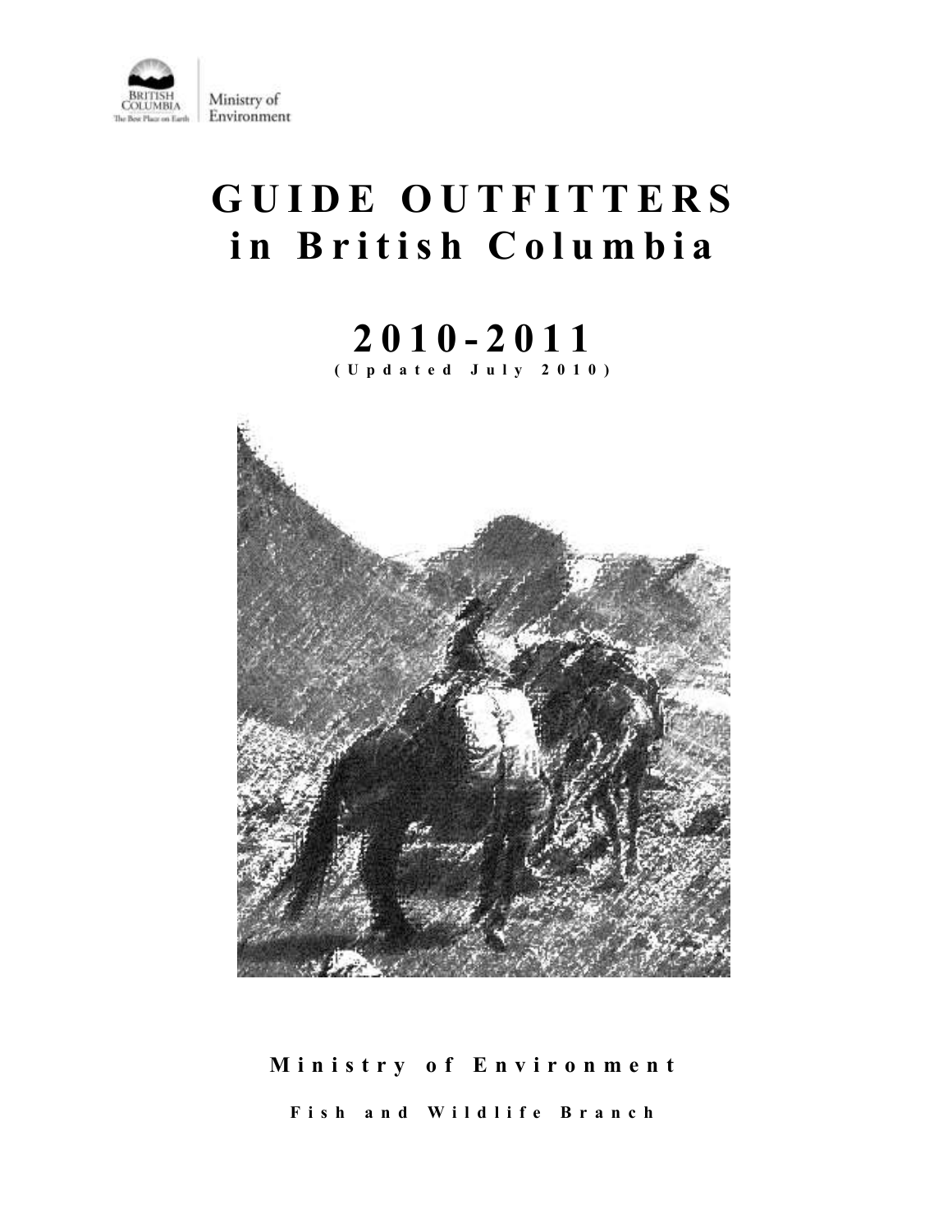BRITISH COLUMBIA
The Best Place on Earth

Ministry of Environment

# GUIDE OUTFITTERS in British Columbia

## 2010-2011

(Updated July 2010)

**Ministry of Environment**

**Fish and Wildlife Branch**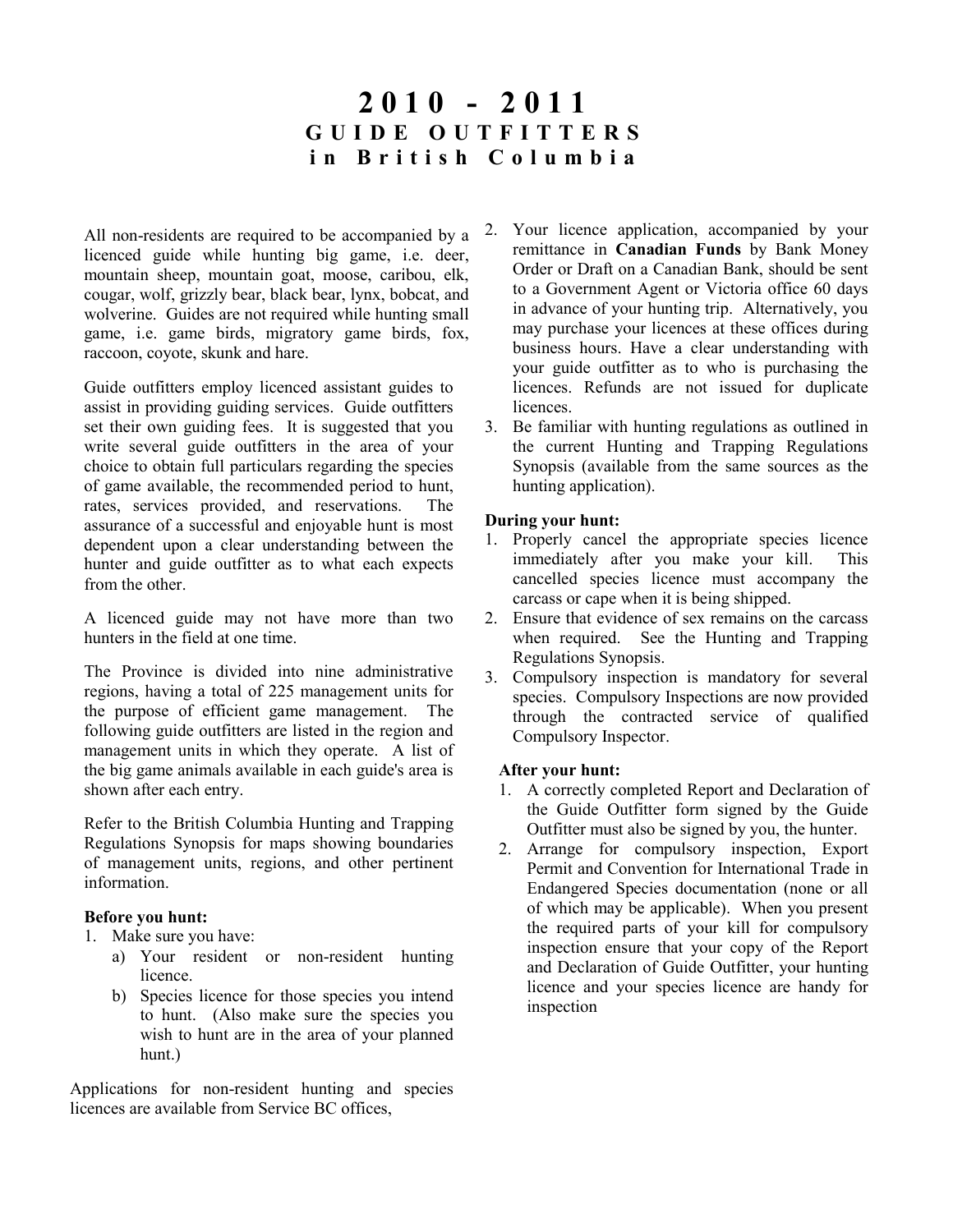# 2010 - 2011
## GUIDE OUTFITTERS
## in British Columbia

All non-residents are required to be accompanied by a licenced guide while hunting big game, i.e. deer, mountain sheep, mountain goat, moose, caribou, elk, cougar, wolf, grizzly bear, black bear, lynx, bobcat, and wolverine. Guides are not required while hunting small game, i.e. game birds, migratory game birds, fox, raccoon, coyote, skunk and hare.

Guide outfitters employ licenced assistant guides to assist in providing guiding services. Guide outfitters set their own guiding fees. It is suggested that you write several guide outfitters in the area of your choice to obtain full particulars regarding the species of game available, the recommended period to hunt, rates, services provided, and reservations. The assurance of a successful and enjoyable hunt is most dependent upon a clear understanding between the hunter and guide outfitter as to what each expects from the other.

A licenced guide may not have more than two hunters in the field at one time.

The Province is divided into nine administrative regions, having a total of 225 management units for the purpose of efficient game management. The following guide outfitters are listed in the region and management units in which they operate. A list of the big game animals available in each guide's area is shown after each entry.

Refer to the British Columbia Hunting and Trapping Regulations Synopsis for maps showing boundaries of management units, regions, and other pertinent information.

**Before you hunt:**

1. Make sure you have:
   a) Your resident or non-resident hunting licence.
   b) Species licence for those species you intend to hunt. (Also make sure the species you wish to hunt are in the area of your planned hunt.)

Applications for non-resident hunting and species licences are available from Service BC offices,

2. Your licence application, accompanied by your remittance in **Canadian Funds** by Bank Money Order or Draft on a Canadian Bank, should be sent to a Government Agent or Victoria office 60 days in advance of your hunting trip. Alternatively, you may purchase your licences at these offices during business hours. Have a clear understanding with your guide outfitter as to who is purchasing the licences. Refunds are not issued for duplicate licences.
3. Be familiar with hunting regulations as outlined in the current Hunting and Trapping Regulations Synopsis (available from the same sources as the hunting application).

**During your hunt:**

1. Properly cancel the appropriate species licence immediately after you make your kill. This cancelled species licence must accompany the carcass or cape when it is being shipped.
2. Ensure that evidence of sex remains on the carcass when required. See the Hunting and Trapping Regulations Synopsis.
3. Compulsory inspection is mandatory for several species. Compulsory Inspections are now provided through the contracted service of qualified Compulsory Inspector.

**After your hunt:**

1. A correctly completed Report and Declaration of the Guide Outfitter form signed by the Guide Outfitter must also be signed by you, the hunter.
2. Arrange for compulsory inspection, Export Permit and Convention for International Trade in Endangered Species documentation (none or all of which may be applicable). When you present the required parts of your kill for compulsory inspection ensure that your copy of the Report and Declaration of Guide Outfitter, your hunting licence and your species licence are handy for inspection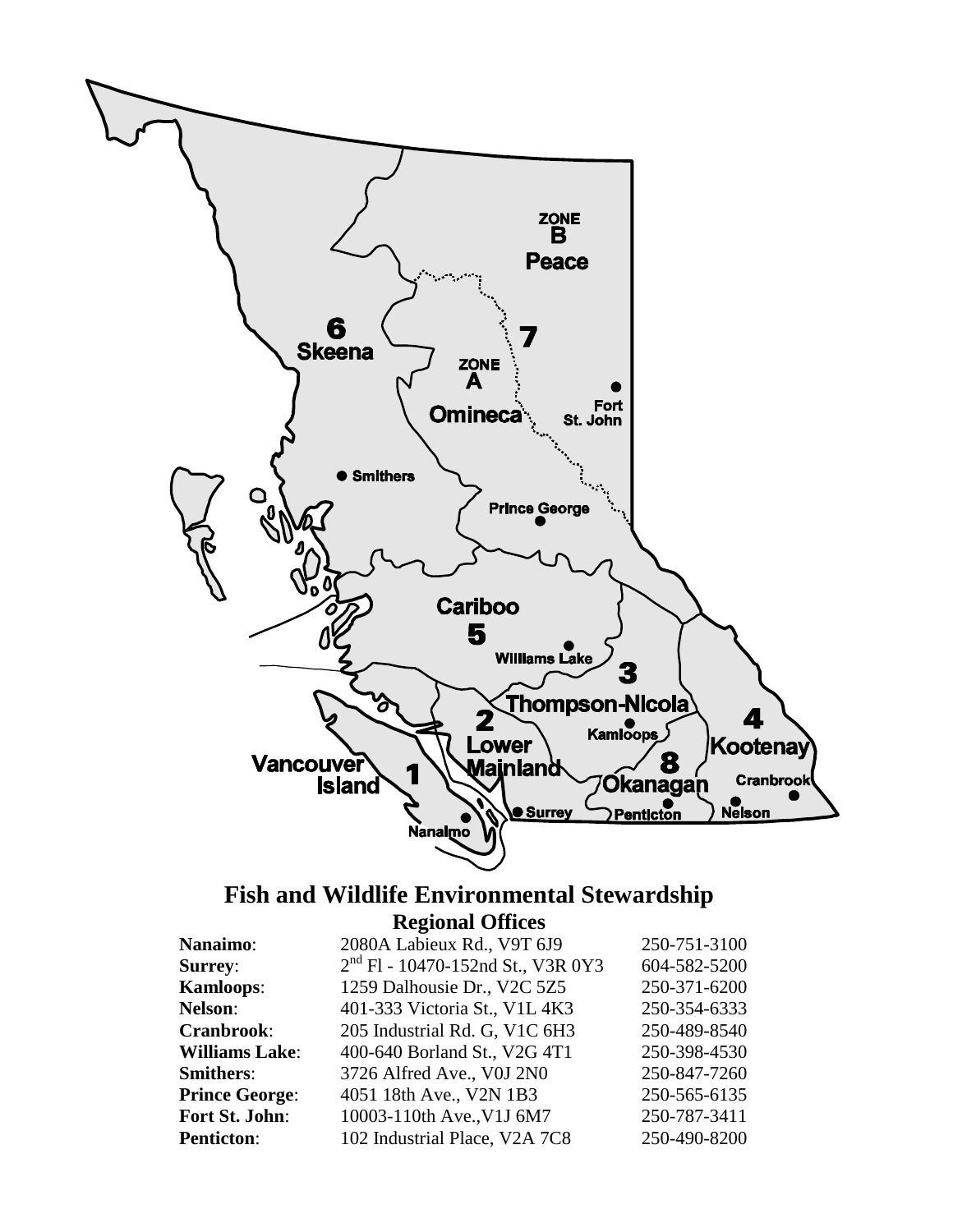# Fish and Wildlife Environmental Stewardship

## Regional Offices

| | | |
|---|---|---|
| **Nanaimo**: | 2080A Labieux Rd., V9T 6J9 | 250-751-3100 |
| **Surrey**: | 2nd Fl - 10470-152nd St., V3R 0Y3 | 604-582-5200 |
| **Kamloops**: | 1259 Dalhousie Dr., V2C 5Z5 | 250-371-6200 |
| **Nelson**: | 401-333 Victoria St., V1L 4K3 | 250-354-6333 |
| **Cranbrook**: | 205 Industrial Rd. G, V1C 6H3 | 250-489-8540 |
| **Williams Lake**: | 400-640 Borland St., V2G 4T1 | 250-398-4530 |
| **Smithers**: | 3726 Alfred Ave., V0J 2N0 | 250-847-7260 |
| **Prince George**: | 4051 18th Ave., V2N 1B3 | 250-565-6135 |
| **Fort St. John**: | 10003-110th Ave.,V1J 6M7 | 250-787-3411 |
| **Penticton**: | 102 Industrial Place, V2A 7C8 | 250-490-8200 |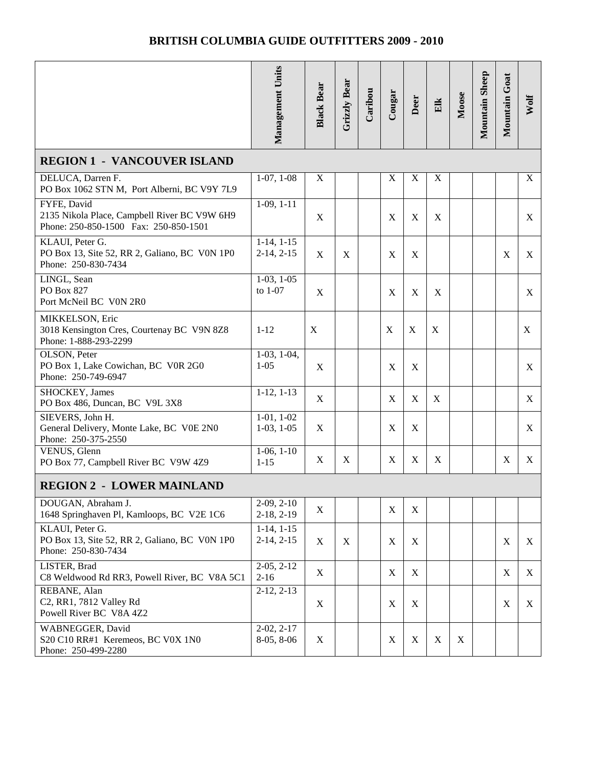# BRITISH COLUMBIA GUIDE OUTFITTERS 2009 - 2010

| | Management Units | Black Bear | Grizzly Bear | Caribou | Cougar | Deer | Elk | Moose | Mountain Sheep | Mountain Goat | Wolf |
|---|---|---|---|---|---|---|---|---|---|---|---|
| **REGION 1 - VANCOUVER ISLAND** | | | | | | | | | | | |
| DELUCA, Darren F.<br>PO Box 1062 STN M, Port Alberni, BC V9Y 7L9 | 1-07, 1-08 | X | | | X | X | X | | | | X |
| FYFE, David<br>2135 Nikola Place, Campbell River BC V9W 6H9<br>Phone: 250-850-1500 Fax: 250-850-1501 | 1-09, 1-11 | X | | | X | X | X | | | | X |
| KLAUI, Peter G.<br>PO Box 13, Site 52, RR 2, Galiano, BC V0N 1P0<br>Phone: 250-830-7434 | 1-14, 1-15<br>2-14, 2-15 | X | X | | X | X | | | | X | X |
| LINGL, Sean<br>PO Box 827<br>Port McNeil BC V0N 2R0 | 1-03, 1-05<br>to 1-07 | X | | | X | X | X | | | | X |
| MIKKELSON, Eric<br>3018 Kensington Cres, Courtenay BC V9N 8Z8<br>Phone: 1-888-293-2299 | 1-12 | X | | | X | X | X | | | | X |
| OLSON, Peter<br>PO Box 1, Lake Cowichan, BC V0R 2G0<br>Phone: 250-749-6947 | 1-03, 1-04,<br>1-05 | X | | | X | X | | | | | X |
| SHOCKEY, James<br>PO Box 486, Duncan, BC V9L 3X8 | 1-12, 1-13 | X | | | X | X | X | | | | X |
| SIEVERS, John H.<br>General Delivery, Monte Lake, BC V0E 2N0<br>Phone: 250-375-2550 | 1-01, 1-02<br>1-03, 1-05 | X | | | X | X | | | | | X |
| VENUS, Glenn<br>PO Box 77, Campbell River BC V9W 4Z9 | 1-06, 1-10<br>1-15 | X | X | | X | X | X | | | X | X |
| **REGION 2 - LOWER MAINLAND** | | | | | | | | | | | |
| DOUGAN, Abraham J.<br>1648 Springhaven Pl, Kamloops, BC V2E 1C6 | 2-09, 2-10<br>2-18, 2-19 | X | | | X | X | | | | | |
| KLAUI, Peter G.<br>PO Box 13, Site 52, RR 2, Galiano, BC V0N 1P0<br>Phone: 250-830-7434 | 1-14, 1-15<br>2-14, 2-15 | X | X | | X | X | | | | X | X |
| LISTER, Brad<br>C8 Weldwood Rd RR3, Powell River, BC V8A 5C1 | 2-05, 2-12<br>2-16 | X | | | X | X | | | | X | X |
| REBANE, Alan<br>C2, RR1, 7812 Valley Rd<br>Powell River BC V8A 4Z2 | 2-12, 2-13 | X | | | X | X | | | | X | X |
| WABNEGGER, David<br>S20 C10 RR#1 Keremeos, BC V0X 1N0<br>Phone: 250-499-2280 | 2-02, 2-17<br>8-05, 8-06 | X | | | X | X | X | X | | | |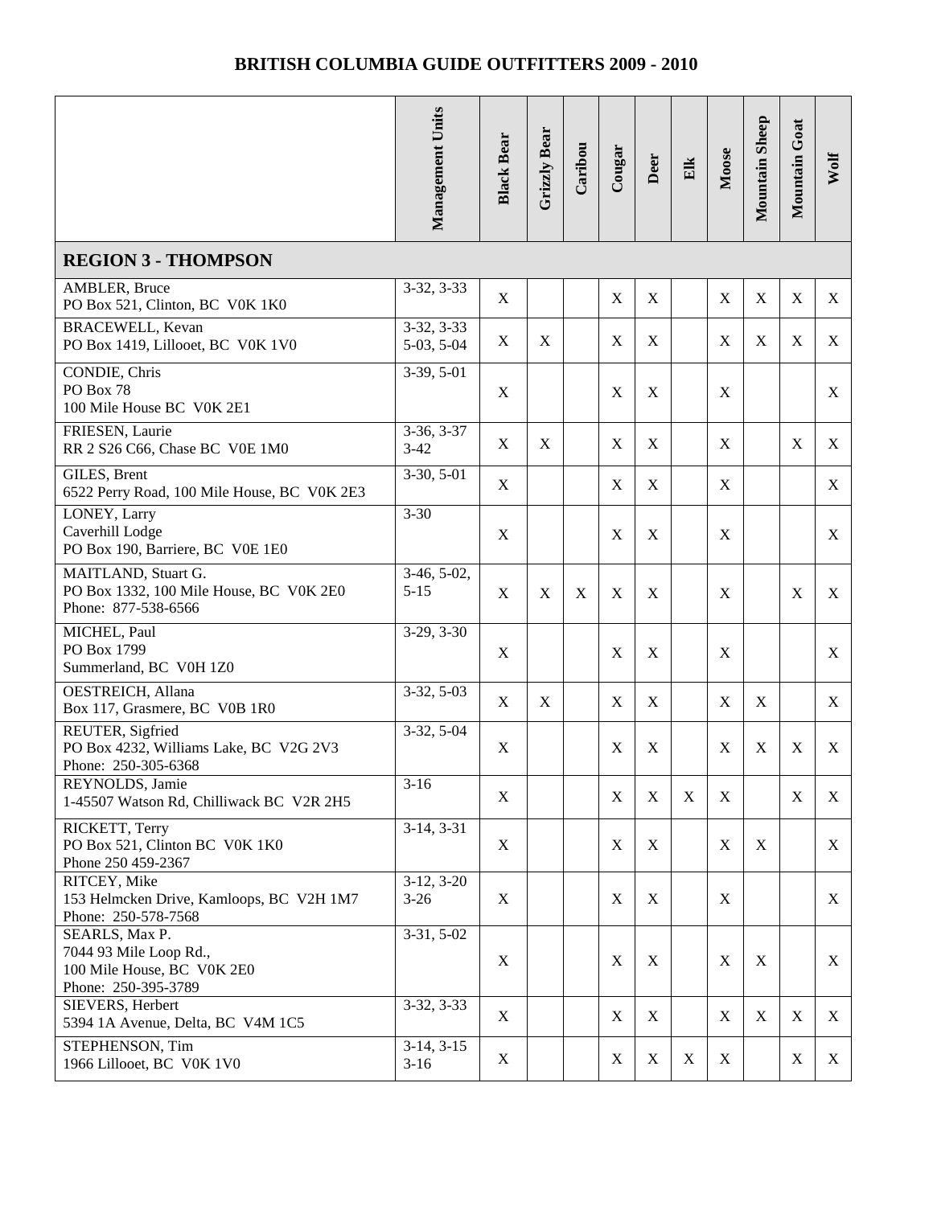## BRITISH COLUMBIA GUIDE OUTFITTERS 2009 - 2010

| | Management Units | Black Bear | Grizzly Bear | Caribou | Cougar | Deer | Elk | Moose | Mountain Sheep | Mountain Goat | Wolf |
|---|---|---|---|---|---|---|---|---|---|---|---|
| **REGION 3 - THOMPSON** | | | | | | | | | | | |
| AMBLER, Bruce<br>PO Box 521, Clinton, BC V0K 1K0 | 3-32, 3-33 | X | | | X | X | | X | X | X | X |
| BRACEWELL, Kevan<br>PO Box 1419, Lillooet, BC V0K 1V0 | 3-32, 3-33<br>5-03, 5-04 | X | X | | X | X | | X | X | X | X |
| CONDIE, Chris<br>PO Box 78<br>100 Mile House BC V0K 2E1 | 3-39, 5-01 | X | | | X | X | | X | | | X |
| FRIESEN, Laurie<br>RR 2 S26 C66, Chase BC V0E 1M0 | 3-36, 3-37<br>3-42 | X | X | | X | X | | X | | X | X |
| GILES, Brent<br>6522 Perry Road, 100 Mile House, BC V0K 2E3 | 3-30, 5-01 | X | | | X | X | | X | | | X |
| LONEY, Larry<br>Caverhill Lodge<br>PO Box 190, Barriere, BC V0E 1E0 | 3-30 | X | | | X | X | | X | | | X |
| MAITLAND, Stuart G.<br>PO Box 1332, 100 Mile House, BC V0K 2E0<br>Phone: 877-538-6566 | 3-46, 5-02,<br>5-15 | X | X | X | X | X | | X | | X | X |
| MICHEL, Paul<br>PO Box 1799<br>Summerland, BC V0H 1Z0 | 3-29, 3-30 | X | | | X | X | | X | | | X |
| OESTREICH, Allana<br>Box 117, Grasmere, BC V0B 1R0 | 3-32, 5-03 | X | X | | X | X | | X | X | | X |
| REUTER, Sigfried<br>PO Box 4232, Williams Lake, BC V2G 2V3<br>Phone: 250-305-6368 | 3-32, 5-04 | X | | | X | X | | X | X | X | X |
| REYNOLDS, Jamie<br>1-45507 Watson Rd, Chilliwack BC V2R 2H5 | 3-16 | X | | | X | X | X | X | | X | X |
| RICKETT, Terry<br>PO Box 521, Clinton BC V0K 1K0<br>Phone 250 459-2367 | 3-14, 3-31 | X | | | X | X | | X | X | | X |
| RITCEY, Mike<br>153 Helmcken Drive, Kamloops, BC V2H 1M7<br>Phone: 250-578-7568 | 3-12, 3-20<br>3-26 | X | | | X | X | | X | | | X |
| SEARLS, Max P.<br>7044 93 Mile Loop Rd.,<br>100 Mile House, BC V0K 2E0<br>Phone: 250-395-3789 | 3-31, 5-02 | X | | | X | X | | X | X | | X |
| SIEVERS, Herbert<br>5394 1A Avenue, Delta, BC V4M 1C5 | 3-32, 3-33 | X | | | X | X | | X | X | X | X |
| STEPHENSON, Tim<br>1966 Lillooet, BC V0K 1V0 | 3-14, 3-15<br>3-16 | X | | | X | X | X | X | | X | X |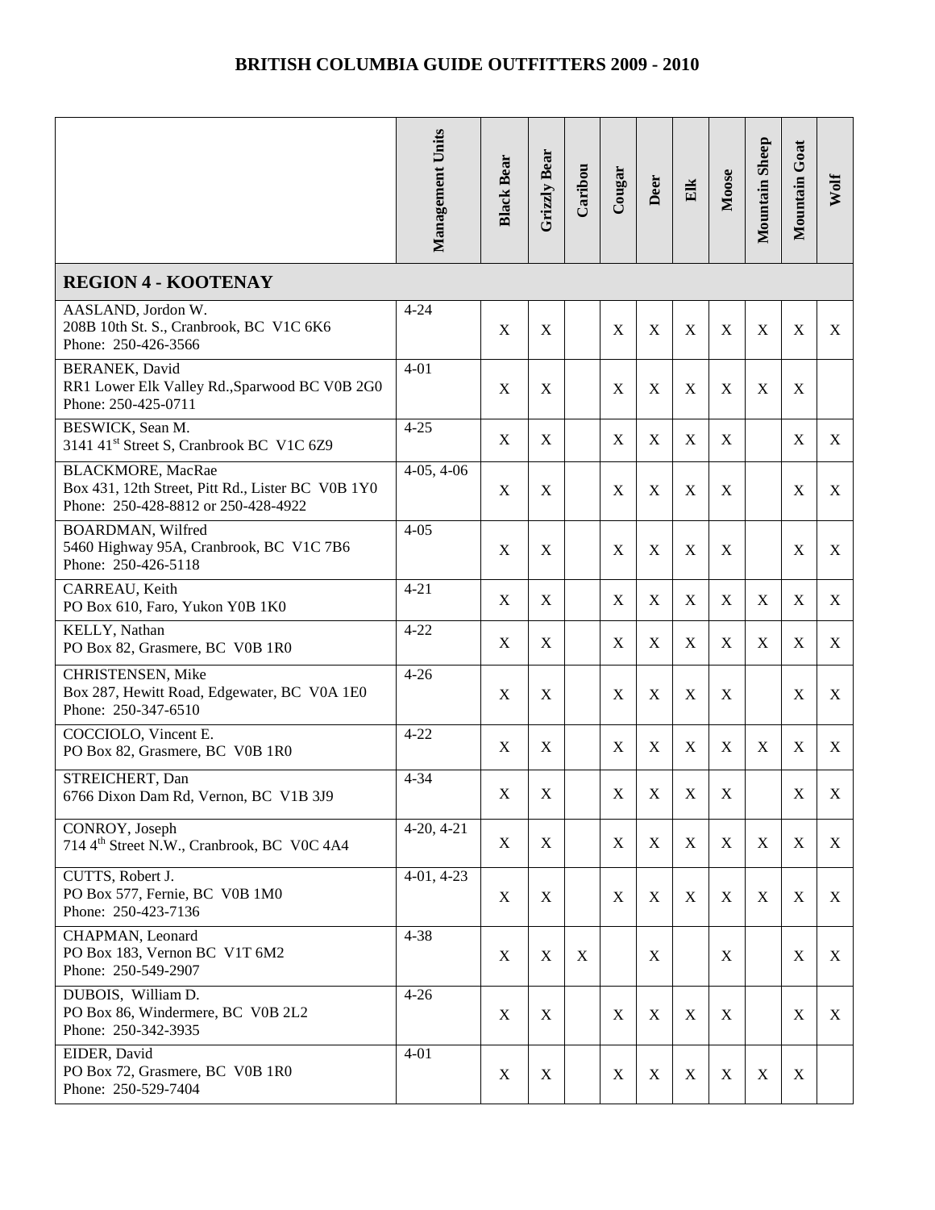# BRITISH COLUMBIA GUIDE OUTFITTERS 2009 - 2010

| | Management Units | Black Bear | Grizzly Bear | Caribou | Cougar | Deer | Elk | Moose | Mountain Sheep | Mountain Goat | Wolf |
|---|---|---|---|---|---|---|---|---|---|---|---|
| **REGION 4 - KOOTENAY** | | | | | | | | | | | |
| AASLAND, Jordon W.<br>208B 10th St. S., Cranbrook, BC V1C 6K6<br>Phone: 250-426-3566 | 4-24 | X | X | | X | X | X | X | X | X | X |
| BERANEK, David<br>RR1 Lower Elk Valley Rd.,Sparwood BC V0B 2G0<br>Phone: 250-425-0711 | 4-01 | X | X | | X | X | X | X | X | X | |
| BESWICK, Sean M.<br>3141 41st Street S, Cranbrook BC V1C 6Z9 | 4-25 | X | X | | X | X | X | X | | X | X |
| BLACKMORE, MacRae<br>Box 431, 12th Street, Pitt Rd., Lister BC V0B 1Y0<br>Phone: 250-428-8812 or 250-428-4922 | 4-05, 4-06 | X | X | | X | X | X | X | | X | X |
| BOARDMAN, Wilfred<br>5460 Highway 95A, Cranbrook, BC V1C 7B6<br>Phone: 250-426-5118 | 4-05 | X | X | | X | X | X | X | | X | X |
| CARREAU, Keith<br>PO Box 610, Faro, Yukon Y0B 1K0 | 4-21 | X | X | | X | X | X | X | X | X | X |
| KELLY, Nathan<br>PO Box 82, Grasmere, BC V0B 1R0 | 4-22 | X | X | | X | X | X | X | X | X | X |
| CHRISTENSEN, Mike<br>Box 287, Hewitt Road, Edgewater, BC V0A 1E0<br>Phone: 250-347-6510 | 4-26 | X | X | | X | X | X | X | | X | X |
| COCCIOLO, Vincent E.<br>PO Box 82, Grasmere, BC V0B 1R0 | 4-22 | X | X | | X | X | X | X | X | X | X |
| STREICHERT, Dan<br>6766 Dixon Dam Rd, Vernon, BC V1B 3J9 | 4-34 | X | X | | X | X | X | X | | X | X |
| CONROY, Joseph<br>714 4th Street N.W., Cranbrook, BC V0C 4A4 | 4-20, 4-21 | X | X | | X | X | X | X | X | X | X |
| CUTTS, Robert J.<br>PO Box 577, Fernie, BC V0B 1M0<br>Phone: 250-423-7136 | 4-01, 4-23 | X | X | | X | X | X | X | X | X | X |
| CHAPMAN, Leonard<br>PO Box 183, Vernon BC V1T 6M2<br>Phone: 250-549-2907 | 4-38 | X | X | X | | X | | X | | X | X |
| DUBOIS, William D.<br>PO Box 86, Windermere, BC V0B 2L2<br>Phone: 250-342-3935 | 4-26 | X | X | | X | X | X | X | | X | X |
| EIDER, David<br>PO Box 72, Grasmere, BC V0B 1R0<br>Phone: 250-529-7404 | 4-01 | X | X | | X | X | X | X | X | X | |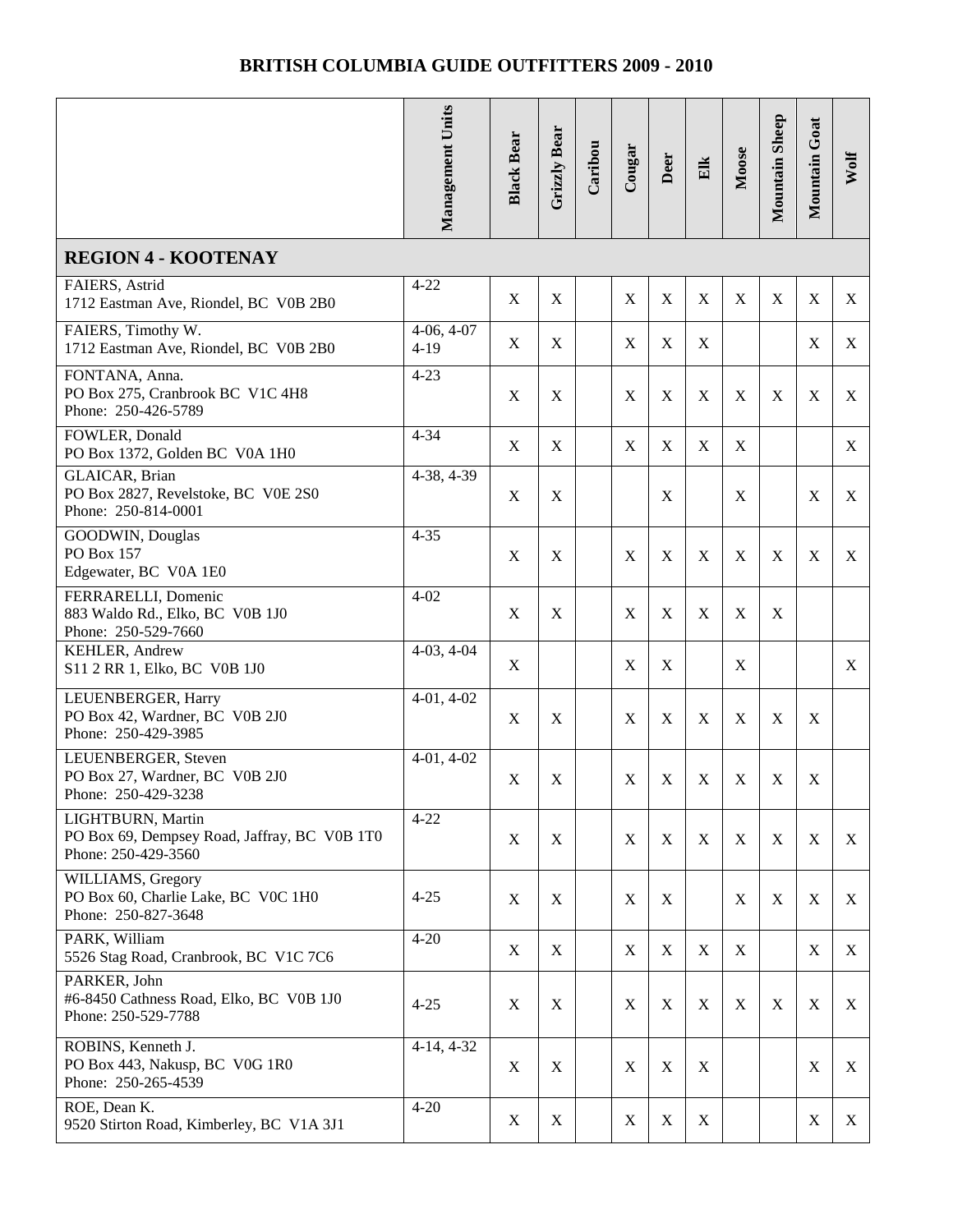# BRITISH COLUMBIA GUIDE OUTFITTERS 2009 - 2010

| | Management Units | Black Bear | Grizzly Bear | Caribou | Cougar | Deer | Elk | Moose | Mountain Sheep | Mountain Goat | Wolf |
|---|---|---|---|---|---|---|---|---|---|---|---|
| **REGION 4 - KOOTENAY** | | | | | | | | | | | |
| FAIERS, Astrid<br>1712 Eastman Ave, Riondel, BC V0B 2B0 | 4-22 | X | X | | X | X | X | X | X | X | X |
| FAIERS, Timothy W.<br>1712 Eastman Ave, Riondel, BC V0B 2B0 | 4-06, 4-07<br>4-19 | X | X | | X | X | X | | | X | X |
| FONTANA, Anna.<br>PO Box 275, Cranbrook BC V1C 4H8<br>Phone: 250-426-5789 | 4-23 | X | X | | X | X | X | X | X | X | X |
| FOWLER, Donald<br>PO Box 1372, Golden BC V0A 1H0 | 4-34 | X | X | | X | X | X | X | | | X |
| GLAICAR, Brian<br>PO Box 2827, Revelstoke, BC V0E 2S0<br>Phone: 250-814-0001 | 4-38, 4-39 | X | X | | | X | | X | | X | X |
| GOODWIN, Douglas<br>PO Box 157<br>Edgewater, BC V0A 1E0 | 4-35 | X | X | | X | X | X | X | X | X | X |
| FERRARELLI, Domenic<br>883 Waldo Rd., Elko, BC V0B 1J0<br>Phone: 250-529-7660 | 4-02 | X | X | | X | X | X | X | X | | |
| KEHLER, Andrew<br>S11 2 RR 1, Elko, BC V0B 1J0 | 4-03, 4-04 | X | | | X | X | | X | | | X |
| LEUENBERGER, Harry<br>PO Box 42, Wardner, BC V0B 2J0<br>Phone: 250-429-3985 | 4-01, 4-02 | X | X | | X | X | X | X | X | X | |
| LEUENBERGER, Steven<br>PO Box 27, Wardner, BC V0B 2J0<br>Phone: 250-429-3238 | 4-01, 4-02 | X | X | | X | X | X | X | X | X | |
| LIGHTBURN, Martin<br>PO Box 69, Dempsey Road, Jaffray, BC V0B 1T0<br>Phone: 250-429-3560 | 4-22 | X | X | | X | X | X | X | X | X | X |
| WILLIAMS, Gregory<br>PO Box 60, Charlie Lake, BC V0C 1H0<br>Phone: 250-827-3648 | 4-25 | X | X | | X | X | | X | X | X | X |
| PARK, William<br>5526 Stag Road, Cranbrook, BC V1C 7C6 | 4-20 | X | X | | X | X | X | X | | X | X |
| PARKER, John<br>#6-8450 Cathness Road, Elko, BC V0B 1J0<br>Phone: 250-529-7788 | 4-25 | X | X | | X | X | X | X | X | X | X |
| ROBINS, Kenneth J.<br>PO Box 443, Nakusp, BC V0G 1R0<br>Phone: 250-265-4539 | 4-14, 4-32 | X | X | | X | X | X | | | X | X |
| ROE, Dean K.<br>9520 Stirton Road, Kimberley, BC V1A 3J1 | 4-20 | X | X | | X | X | X | | | X | X |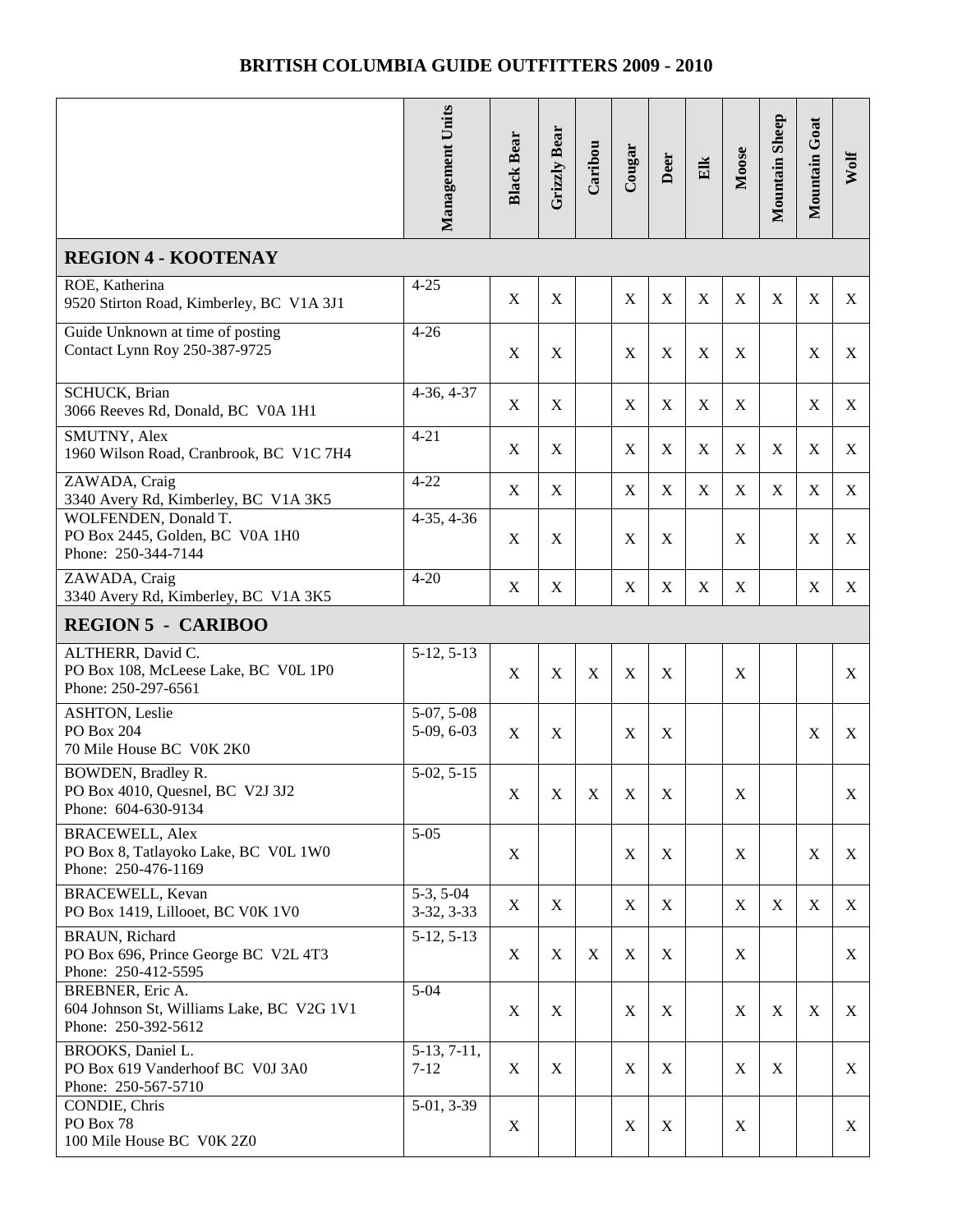# BRITISH COLUMBIA GUIDE OUTFITTERS 2009 - 2010

| | Management Units | Black Bear | Grizzly Bear | Caribou | Cougar | Deer | Elk | Moose | Mountain Sheep | Mountain Goat | Wolf |
|---|---|---|---|---|---|---|---|---|---|---|---|
| **REGION 4 - KOOTENAY** | | | | | | | | | | | |
| ROE, Katherina<br>9520 Stirton Road, Kimberley, BC V1A 3J1 | 4-25 | X | X | | X | X | X | X | X | X | X |
| Guide Unknown at time of posting<br>Contact Lynn Roy 250-387-9725 | 4-26 | X | X | | X | X | X | X | | X | X |
| SCHUCK, Brian<br>3066 Reeves Rd, Donald, BC V0A 1H1 | 4-36, 4-37 | X | X | | X | X | X | X | | X | X |
| SMUTNY, Alex<br>1960 Wilson Road, Cranbrook, BC V1C 7H4 | 4-21 | X | X | | X | X | X | X | X | X | X |
| ZAWADA, Craig<br>3340 Avery Rd, Kimberley, BC V1A 3K5 | 4-22 | X | X | | X | X | X | X | X | X | X |
| WOLFENDEN, Donald T.<br>PO Box 2445, Golden, BC V0A 1H0<br>Phone: 250-344-7144 | 4-35, 4-36 | X | X | | X | X | | X | | X | X |
| ZAWADA, Craig<br>3340 Avery Rd, Kimberley, BC V1A 3K5 | 4-20 | X | X | | X | X | X | X | | X | X |
| **REGION 5 - CARIBOO** | | | | | | | | | | | |
| ALTHERR, David C.<br>PO Box 108, McLeese Lake, BC V0L 1P0<br>Phone: 250-297-6561 | 5-12, 5-13 | X | X | X | X | X | | X | | | X |
| ASHTON, Leslie<br>PO Box 204<br>70 Mile House BC V0K 2K0 | 5-07, 5-08<br>5-09, 6-03 | X | X | | X | X | | | | X | X |
| BOWDEN, Bradley R.<br>PO Box 4010, Quesnel, BC V2J 3J2<br>Phone: 604-630-9134 | 5-02, 5-15 | X | X | X | X | X | | X | | | X |
| BRACEWELL, Alex<br>PO Box 8, Tatlayoko Lake, BC V0L 1W0<br>Phone: 250-476-1169 | 5-05 | X | | | X | X | | X | | X | X |
| BRACEWELL, Kevan<br>PO Box 1419, Lillooet, BC V0K 1V0 | 5-3, 5-04<br>3-32, 3-33 | X | X | | X | X | | X | X | X | X |
| BRAUN, Richard<br>PO Box 696, Prince George BC V2L 4T3<br>Phone: 250-412-5595 | 5-12, 5-13 | X | X | X | X | X | | X | | | X |
| BREBNER, Eric A.<br>604 Johnson St, Williams Lake, BC V2G 1V1<br>Phone: 250-392-5612 | 5-04 | X | X | | X | X | | X | X | X | X |
| BROOKS, Daniel L.<br>PO Box 619 Vanderhoof BC V0J 3A0<br>Phone: 250-567-5710 | 5-13, 7-11,<br>7-12 | X | X | | X | X | | X | X | | X |
| CONDIE, Chris<br>PO Box 78<br>100 Mile House BC V0K 2Z0 | 5-01, 3-39 | X | | | X | X | | X | | | X |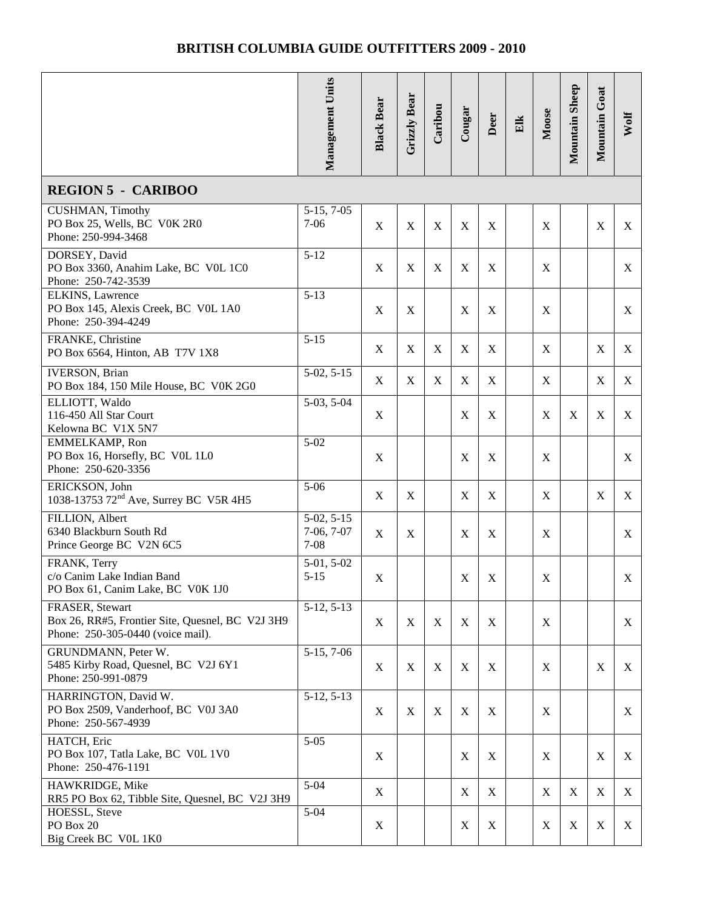# BRITISH COLUMBIA GUIDE OUTFITTERS 2009 - 2010

| | Management Units | Black Bear | Grizzly Bear | Caribou | Cougar | Deer | Elk | Moose | Mountain Sheep | Mountain Goat | Wolf |
|---|---|---|---|---|---|---|---|---|---|---|---|
| **REGION 5 - CARIBOO** | | | | | | | | | | | |
| CUSHMAN, Timothy<br>PO Box 25, Wells, BC V0K 2R0<br>Phone: 250-994-3468 | 5-15, 7-05<br>7-06 | X | X | X | X | X | | X | | X | X |
| DORSEY, David<br>PO Box 3360, Anahim Lake, BC V0L 1C0<br>Phone: 250-742-3539 | 5-12 | X | X | X | X | X | | X | | | X |
| ELKINS, Lawrence<br>PO Box 145, Alexis Creek, BC V0L 1A0<br>Phone: 250-394-4249 | 5-13 | X | X | | X | X | | X | | | X |
| FRANKE, Christine<br>PO Box 6564, Hinton, AB T7V 1X8 | 5-15 | X | X | X | X | X | | X | | X | X |
| IVERSON, Brian<br>PO Box 184, 150 Mile House, BC V0K 2G0 | 5-02, 5-15 | X | X | X | X | X | | X | | X | X |
| ELLIOTT, Waldo<br>116-450 All Star Court<br>Kelowna BC V1X 5N7 | 5-03, 5-04 | X | | | X | X | | X | X | X | X |
| EMMELKAMP, Ron<br>PO Box 16, Horsefly, BC V0L 1L0<br>Phone: 250-620-3356 | 5-02 | X | | | X | X | | X | | | X |
| ERICKSON, John<br>1038-13753 72nd Ave, Surrey BC V5R 4H5 | 5-06 | X | X | | X | X | | X | | X | X |
| FILLION, Albert<br>6340 Blackburn South Rd<br>Prince George BC V2N 6C5 | 5-02, 5-15<br>7-06, 7-07<br>7-08 | X | X | | X | X | | X | | | X |
| FRANK, Terry<br>c/o Canim Lake Indian Band<br>PO Box 61, Canim Lake, BC V0K 1J0 | 5-01, 5-02<br>5-15 | X | | | X | X | | X | | | X |
| FRASER, Stewart<br>Box 26, RR#5, Frontier Site, Quesnel, BC V2J 3H9<br>Phone: 250-305-0440 (voice mail). | 5-12, 5-13 | X | X | X | X | X | | X | | | X |
| GRUNDMANN, Peter W.<br>5485 Kirby Road, Quesnel, BC V2J 6Y1<br>Phone: 250-991-0879 | 5-15, 7-06 | X | X | X | X | X | | X | | X | X |
| HARRINGTON, David W.<br>PO Box 2509, Vanderhoof, BC V0J 3A0<br>Phone: 250-567-4939 | 5-12, 5-13 | X | X | X | X | X | | X | | | X |
| HATCH, Eric<br>PO Box 107, Tatla Lake, BC V0L 1V0<br>Phone: 250-476-1191 | 5-05 | X | | | X | X | | X | | X | X |
| HAWKRIDGE, Mike<br>RR5 PO Box 62, Tibble Site, Quesnel, BC V2J 3H9 | 5-04 | X | | | X | X | | X | X | X | X |
| HOESSL, Steve<br>PO Box 20<br>Big Creek BC V0L 1K0 | 5-04 | X | | | X | X | | X | X | X | X |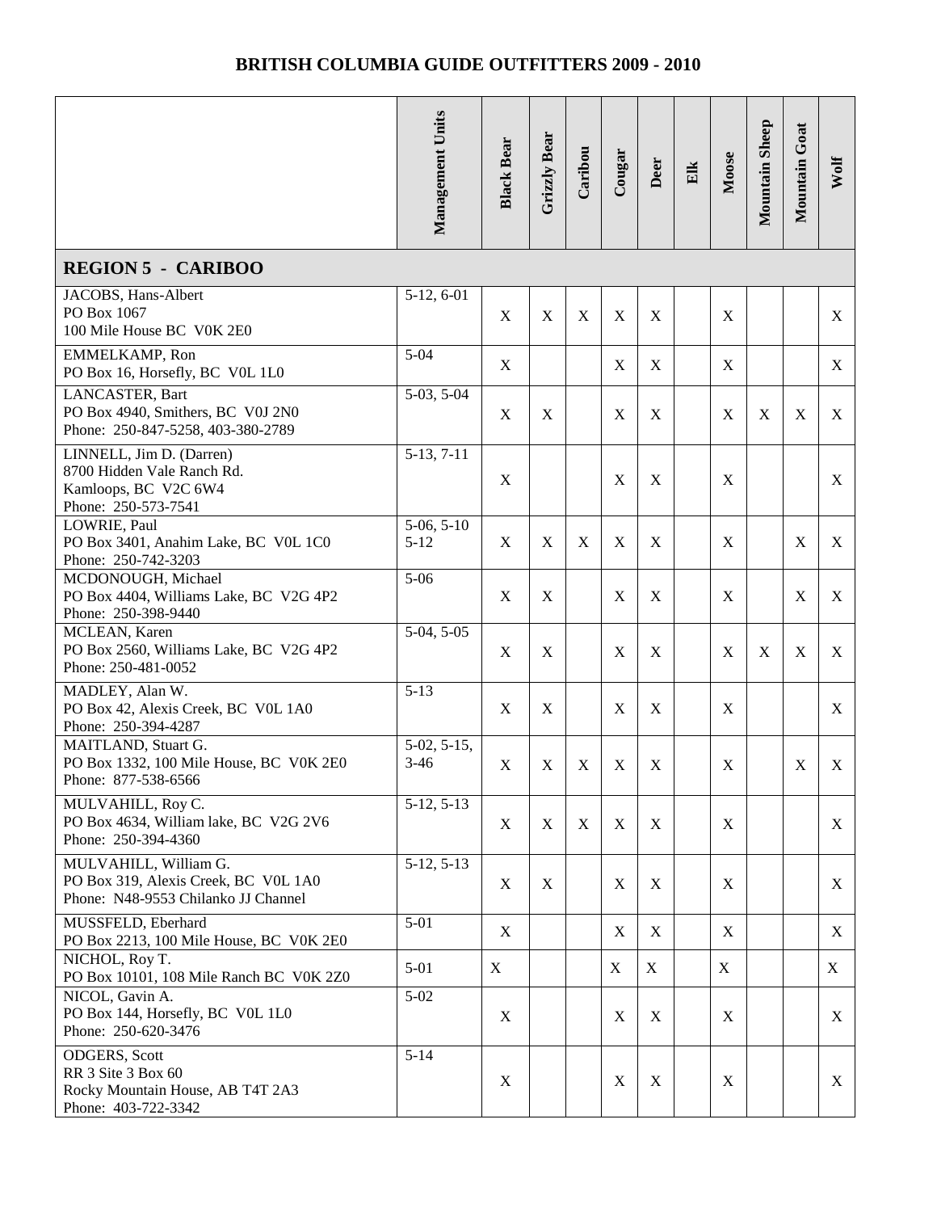# BRITISH COLUMBIA GUIDE OUTFITTERS 2009 - 2010

| | Management Units | Black Bear | Grizzly Bear | Caribou | Cougar | Deer | Elk | Moose | Mountain Sheep | Mountain Goat | Wolf |
|---|---|---|---|---|---|---|---|---|---|---|---|
| **REGION 5 - CARIBOO** | | | | | | | | | | | |
| JACOBS, Hans-Albert<br>PO Box 1067<br>100 Mile House BC V0K 2E0 | 5-12, 6-01 | X | X | X | X | X | | X | | | X |
| EMMELKAMP, Ron<br>PO Box 16, Horsefly, BC V0L 1L0 | 5-04 | X | | | X | X | | X | | | X |
| LANCASTER, Bart<br>PO Box 4940, Smithers, BC V0J 2N0<br>Phone: 250-847-5258, 403-380-2789 | 5-03, 5-04 | X | X | | X | X | | X | X | X | X |
| LINNELL, Jim D. (Darren)<br>8700 Hidden Vale Ranch Rd.<br>Kamloops, BC V2C 6W4<br>Phone: 250-573-7541 | 5-13, 7-11 | X | | | X | X | | X | | | X |
| LOWRIE, Paul<br>PO Box 3401, Anahim Lake, BC V0L 1C0<br>Phone: 250-742-3203 | 5-06, 5-10<br>5-12 | X | X | X | X | X | | X | | X | X |
| MCDONOUGH, Michael<br>PO Box 4404, Williams Lake, BC V2G 4P2<br>Phone: 250-398-9440 | 5-06 | X | X | | X | X | | X | | X | X |
| MCLEAN, Karen<br>PO Box 2560, Williams Lake, BC V2G 4P2<br>Phone: 250-481-0052 | 5-04, 5-05 | X | X | | X | X | | X | X | X | X |
| MADLEY, Alan W.<br>PO Box 42, Alexis Creek, BC V0L 1A0<br>Phone: 250-394-4287 | 5-13 | X | X | | X | X | | X | | | X |
| MAITLAND, Stuart G.<br>PO Box 1332, 100 Mile House, BC V0K 2E0<br>Phone: 877-538-6566 | 5-02, 5-15,<br>3-46 | X | X | X | X | X | | X | | X | X |
| MULVAHILL, Roy C.<br>PO Box 4634, William lake, BC V2G 2V6<br>Phone: 250-394-4360 | 5-12, 5-13 | X | X | X | X | X | | X | | | X |
| MULVAHILL, William G.<br>PO Box 319, Alexis Creek, BC V0L 1A0<br>Phone: N48-9553 Chilanko JJ Channel | 5-12, 5-13 | X | X | | X | X | | X | | | X |
| MUSSFELD, Eberhard<br>PO Box 2213, 100 Mile House, BC V0K 2E0 | 5-01 | X | | | X | X | | X | | | X |
| NICHOL, Roy T.<br>PO Box 10101, 108 Mile Ranch BC V0K 2Z0 | 5-01 | X | | | X | X | | X | | | X |
| NICOL, Gavin A.<br>PO Box 144, Horsefly, BC V0L 1L0<br>Phone: 250-620-3476 | 5-02 | X | | | X | X | | X | | | X |
| ODGERS, Scott<br>RR 3 Site 3 Box 60<br>Rocky Mountain House, AB T4T 2A3<br>Phone: 403-722-3342 | 5-14 | X | | | X | X | | X | | | X |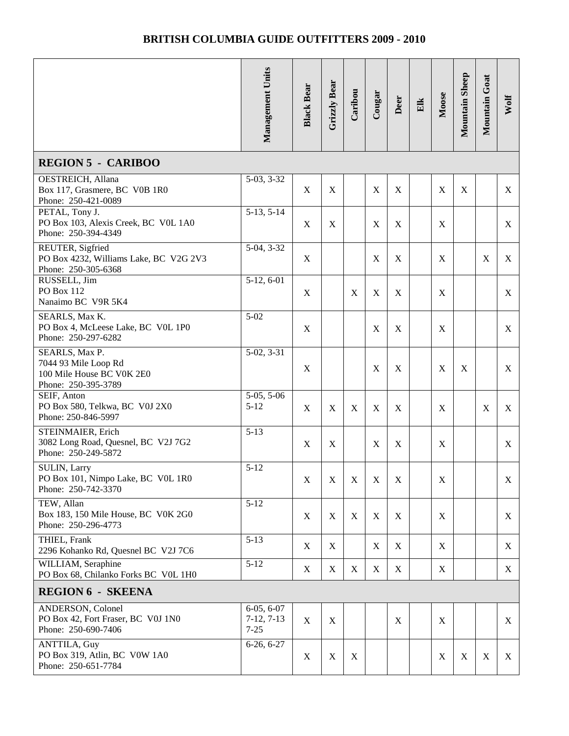# BRITISH COLUMBIA GUIDE OUTFITTERS 2009 - 2010

| | Management Units | Black Bear | Grizzly Bear | Caribou | Cougar | Deer | Elk | Moose | Mountain Sheep | Mountain Goat | Wolf |
|---|---|---|---|---|---|---|---|---|---|---|---|
| **REGION 5 - CARIBOO** | | | | | | | | | | | |
| OESTREICH, Allana<br>Box 117, Grasmere, BC V0B 1R0<br>Phone: 250-421-0089 | 5-03, 3-32 | X | X | | X | X | | X | X | | X |
| PETAL, Tony J.<br>PO Box 103, Alexis Creek, BC V0L 1A0<br>Phone: 250-394-4349 | 5-13, 5-14 | X | X | | X | X | | X | | | X |
| REUTER, Sigfried<br>PO Box 4232, Williams Lake, BC V2G 2V3<br>Phone: 250-305-6368 | 5-04, 3-32 | X | | | X | X | | X | | X | X |
| RUSSELL, Jim<br>PO Box 112<br>Nanaimo BC V9R 5K4 | 5-12, 6-01 | X | | X | X | X | | X | | | X |
| SEARLS, Max K.<br>PO Box 4, McLeese Lake, BC V0L 1P0<br>Phone: 250-297-6282 | 5-02 | X | | | X | X | | X | | | X |
| SEARLS, Max P.<br>7044 93 Mile Loop Rd<br>100 Mile House BC V0K 2E0<br>Phone: 250-395-3789 | 5-02, 3-31 | X | | | X | X | | X | X | | X |
| SEIF, Anton<br>PO Box 580, Telkwa, BC V0J 2X0<br>Phone: 250-846-5997 | 5-05, 5-06<br>5-12 | X | X | X | X | X | | X | | X | X |
| STEINMAIER, Erich<br>3082 Long Road, Quesnel, BC V2J 7G2<br>Phone: 250-249-5872 | 5-13 | X | X | | X | X | | X | | | X |
| SULIN, Larry<br>PO Box 101, Nimpo Lake, BC V0L 1R0<br>Phone: 250-742-3370 | 5-12 | X | X | X | X | X | | X | | | X |
| TEW, Allan<br>Box 183, 150 Mile House, BC V0K 2G0<br>Phone: 250-296-4773 | 5-12 | X | X | X | X | X | | X | | | X |
| THIEL, Frank<br>2296 Kohanko Rd, Quesnel BC V2J 7C6 | 5-13 | X | X | | X | X | | X | | | X |
| WILLIAM, Seraphine<br>PO Box 68, Chilanko Forks BC V0L 1H0 | 5-12 | X | X | X | X | X | | X | | | X |
| **REGION 6 - SKEENA** | | | | | | | | | | | |
| ANDERSON, Colonel<br>PO Box 42, Fort Fraser, BC V0J 1N0<br>Phone: 250-690-7406 | 6-05, 6-07<br>7-12, 7-13<br>7-25 | X | X | | | X | | X | | | X |
| ANTTILA, Guy<br>PO Box 319, Atlin, BC V0W 1A0<br>Phone: 250-651-7784 | 6-26, 6-27 | X | X | X | | | | X | X | X | X |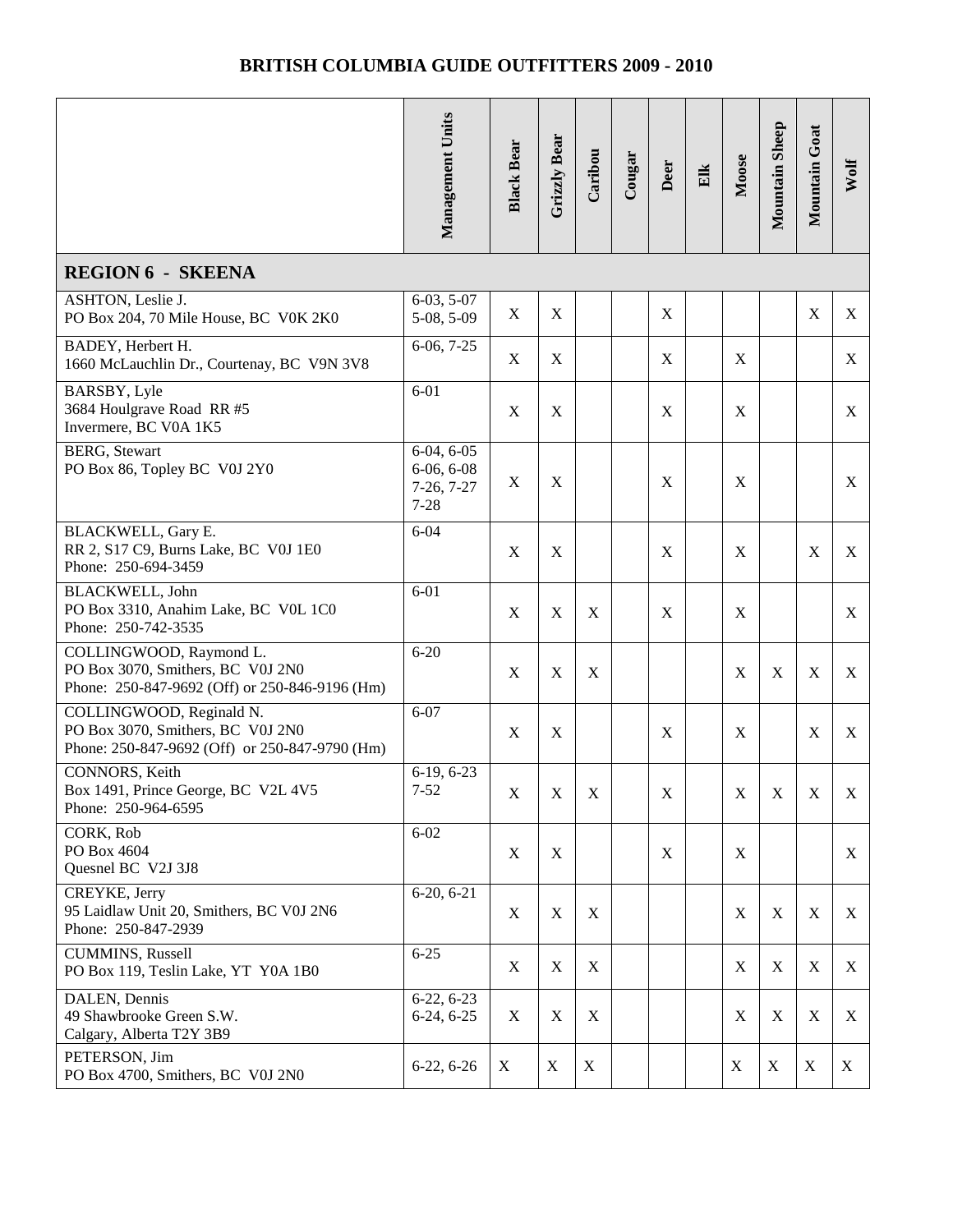## BRITISH COLUMBIA GUIDE OUTFITTERS 2009 - 2010

| | Management Units | Black Bear | Grizzly Bear | Caribou | Cougar | Deer | Elk | Moose | Mountain Sheep | Mountain Goat | Wolf |
|---|---|---|---|---|---|---|---|---|---|---|---|
| **REGION 6 - SKEENA** | | | | | | | | | | | |
| ASHTON, Leslie J.<br>PO Box 204, 70 Mile House, BC V0K 2K0 | 6-03, 5-07<br>5-08, 5-09 | X | X | | | X | | | | X | X |
| BADEY, Herbert H.<br>1660 McLauchlin Dr., Courtenay, BC V9N 3V8 | 6-06, 7-25 | X | X | | | X | | X | | | X |
| BARSBY, Lyle<br>3684 Houlgrave Road RR #5<br>Invermere, BC V0A 1K5 | 6-01 | X | X | | | X | | X | | | X |
| BERG, Stewart<br>PO Box 86, Topley BC V0J 2Y0 | 6-04, 6-05<br>6-06, 6-08<br>7-26, 7-27<br>7-28 | X | X | | | X | | X | | | X |
| BLACKWELL, Gary E.<br>RR 2, S17 C9, Burns Lake, BC V0J 1E0<br>Phone: 250-694-3459 | 6-04 | X | X | | | X | | X | | X | X |
| BLACKWELL, John<br>PO Box 3310, Anahim Lake, BC V0L 1C0<br>Phone: 250-742-3535 | 6-01 | X | X | X | | X | | X | | | X |
| COLLINGWOOD, Raymond L.<br>PO Box 3070, Smithers, BC V0J 2N0<br>Phone: 250-847-9692 (Off) or 250-846-9196 (Hm) | 6-20 | X | X | X | | | | X | X | X | X |
| COLLINGWOOD, Reginald N.<br>PO Box 3070, Smithers, BC V0J 2N0<br>Phone: 250-847-9692 (Off) or 250-847-9790 (Hm) | 6-07 | X | X | | | X | | X | | X | X |
| CONNORS, Keith<br>Box 1491, Prince George, BC V2L 4V5<br>Phone: 250-964-6595 | 6-19, 6-23<br>7-52 | X | X | X | | X | | X | X | X | X |
| CORK, Rob<br>PO Box 4604<br>Quesnel BC V2J 3J8 | 6-02 | X | X | | | X | | X | | | X |
| CREYKE, Jerry<br>95 Laidlaw Unit 20, Smithers, BC V0J 2N6<br>Phone: 250-847-2939 | 6-20, 6-21 | X | X | X | | | | X | X | X | X |
| CUMMINS, Russell<br>PO Box 119, Teslin Lake, YT Y0A 1B0 | 6-25 | X | X | X | | | | X | X | X | X |
| DALEN, Dennis<br>49 Shawbrooke Green S.W.<br>Calgary, Alberta T2Y 3B9 | 6-22, 6-23<br>6-24, 6-25 | X | X | X | | | | X | X | X | X |
| PETERSON, Jim<br>PO Box 4700, Smithers, BC V0J 2N0 | 6-22, 6-26 | X | X | X | | | | X | X | X | X |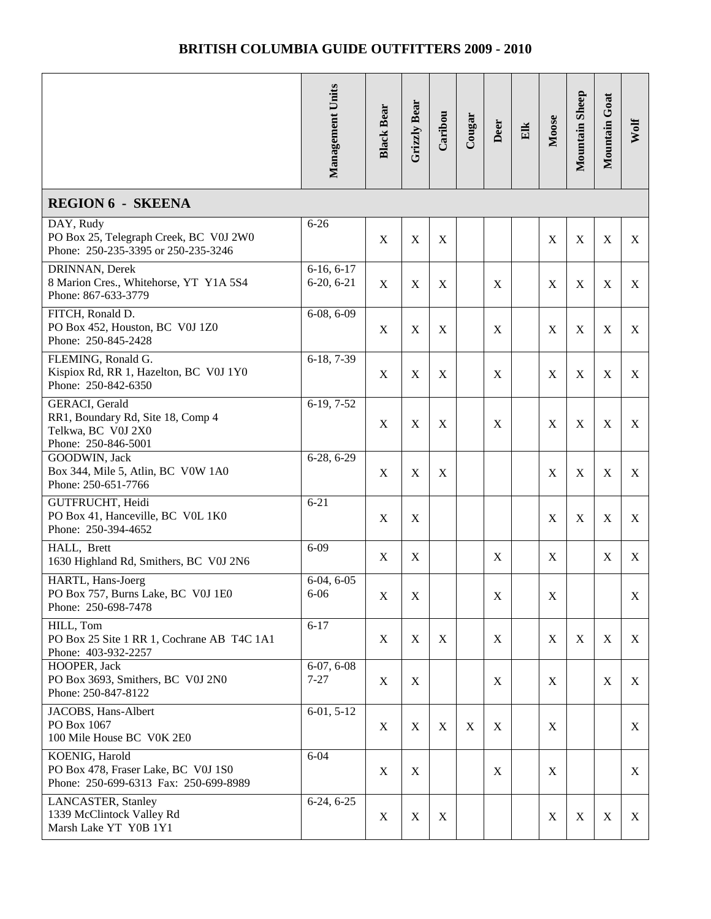## BRITISH COLUMBIA GUIDE OUTFITTERS 2009 - 2010

| | Management Units | Black Bear | Grizzly Bear | Caribou | Cougar | Deer | Elk | Moose | Mountain Sheep | Mountain Goat | Wolf |
|---|---|---|---|---|---|---|---|---|---|---|---|
| **REGION 6 - SKEENA** | | | | | | | | | | | |
| DAY, Rudy<br>PO Box 25, Telegraph Creek, BC V0J 2W0<br>Phone: 250-235-3395 or 250-235-3246 | 6-26 | X | X | X | | | | X | X | X | X |
| DRINNAN, Derek<br>8 Marion Cres., Whitehorse, YT Y1A 5S4<br>Phone: 867-633-3779 | 6-16, 6-17<br>6-20, 6-21 | X | X | X | | X | | X | X | X | X |
| FITCH, Ronald D.<br>PO Box 452, Houston, BC V0J 1Z0<br>Phone: 250-845-2428 | 6-08, 6-09 | X | X | X | | X | | X | X | X | X |
| FLEMING, Ronald G.<br>Kispiox Rd, RR 1, Hazelton, BC V0J 1Y0<br>Phone: 250-842-6350 | 6-18, 7-39 | X | X | X | | X | | X | X | X | X |
| GERACI, Gerald<br>RR1, Boundary Rd, Site 18, Comp 4<br>Telkwa, BC V0J 2X0<br>Phone: 250-846-5001 | 6-19, 7-52 | X | X | X | | X | | X | X | X | X |
| GOODWIN, Jack<br>Box 344, Mile 5, Atlin, BC V0W 1A0<br>Phone: 250-651-7766 | 6-28, 6-29 | X | X | X | | | | X | X | X | X |
| GUTFRUCHT, Heidi<br>PO Box 41, Hanceville, BC V0L 1K0<br>Phone: 250-394-4652 | 6-21 | X | X | | | | | X | X | X | X |
| HALL, Brett<br>1630 Highland Rd, Smithers, BC V0J 2N6 | 6-09 | X | X | | | X | | X | | X | X |
| HARTL, Hans-Joerg<br>PO Box 757, Burns Lake, BC V0J 1E0<br>Phone: 250-698-7478 | 6-04, 6-05<br>6-06 | X | X | | | X | | X | | | X |
| HILL, Tom<br>PO Box 25 Site 1 RR 1, Cochrane AB T4C 1A1<br>Phone: 403-932-2257 | 6-17 | X | X | X | | X | | X | X | X | X |
| HOOPER, Jack<br>PO Box 3693, Smithers, BC V0J 2N0<br>Phone: 250-847-8122 | 6-07, 6-08<br>7-27 | X | X | | | X | | X | | X | X |
| JACOBS, Hans-Albert<br>PO Box 1067<br>100 Mile House BC V0K 2E0 | 6-01, 5-12 | X | X | X | X | X | | X | | | X |
| KOENIG, Harold<br>PO Box 478, Fraser Lake, BC V0J 1S0<br>Phone: 250-699-6313 Fax: 250-699-8989 | 6-04 | X | X | | | X | | X | | | X |
| LANCASTER, Stanley<br>1339 McClintock Valley Rd<br>Marsh Lake YT Y0B 1Y1 | 6-24, 6-25 | X | X | X | | | | X | X | X | X |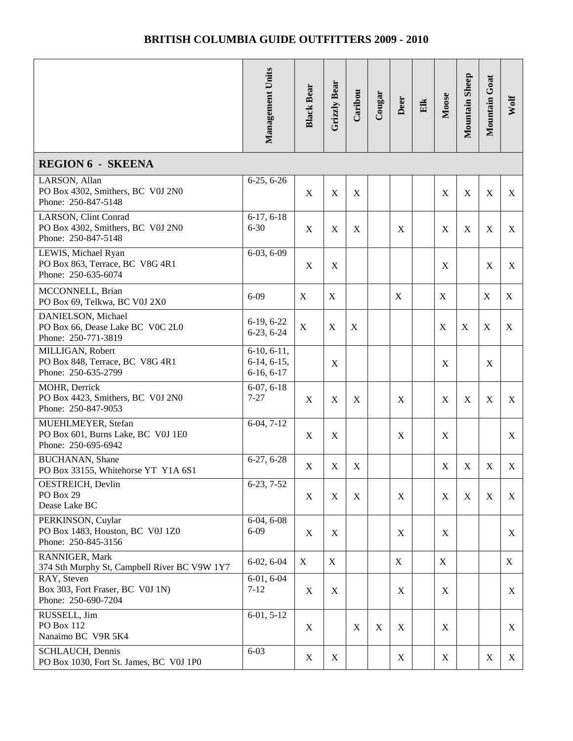## BRITISH COLUMBIA GUIDE OUTFITTERS 2009 - 2010

| | Management Units | Black Bear | Grizzly Bear | Caribou | Cougar | Deer | Elk | Moose | Mountain Sheep | Mountain Goat | Wolf |
|---|---|---|---|---|---|---|---|---|---|---|---|
| **REGION 6 - SKEENA** | | | | | | | | | | | |
| LARSON, Allan<br>PO Box 4302, Smithers, BC V0J 2N0<br>Phone: 250-847-5148 | 6-25, 6-26 | X | X | X | | | | X | X | X | X |
| LARSON, Clint Conrad<br>PO Box 4302, Smithers, BC V0J 2N0<br>Phone: 250-847-5148 | 6-17, 6-18<br>6-30 | X | X | X | | X | | X | X | X | X |
| LEWIS, Michael Ryan<br>PO Box 863, Terrace, BC V8G 4R1<br>Phone: 250-635-6074 | 6-03, 6-09 | X | X | | | | | X | | X | X |
| MCCONNELL, Brian<br>PO Box 69, Telkwa, BC V0J 2X0 | 6-09 | X | X | | | X | | X | | X | X |
| DANIELSON, Michael<br>PO Box 66, Dease Lake BC V0C 2L0<br>Phone: 250-771-3819 | 6-19, 6-22<br>6-23, 6-24 | X | X | X | | | | X | X | X | X |
| MILLIGAN, Robert<br>PO Box 848, Terrace, BC V8G 4R1<br>Phone: 250-635-2799 | 6-10, 6-11,<br>6-14, 6-15,<br>6-16, 6-17 | | X | | | | | X | | X | |
| MOHR, Derrick<br>PO Box 4423, Smithers, BC V0J 2N0<br>Phone: 250-847-9053 | 6-07, 6-18<br>7-27 | X | X | X | | X | | X | X | X | X |
| MUEHLMEYER, Stefan<br>PO Box 601, Burns Lake, BC V0J 1E0<br>Phone: 250-695-6942 | 6-04, 7-12 | X | X | | | X | | X | | | X |
| BUCHANAN, Shane<br>PO Box 33155, Whitehorse YT Y1A 6S1 | 6-27, 6-28 | X | X | X | | | | X | X | X | X |
| OESTREICH, Devlin<br>PO Box 29<br>Dease Lake BC | 6-23, 7-52 | X | X | X | | X | | X | X | X | X |
| PERKINSON, Cuylar<br>PO Box 1483, Houston, BC V0J 1Z0<br>Phone: 250-845-3156 | 6-04, 6-08<br>6-09 | X | X | | | X | | X | | | X |
| RANNIGER, Mark<br>374 Sth Murphy St, Campbell River BC V9W 1Y7 | 6-02, 6-04 | X | X | | | X | | X | | | X |
| RAY, Steven<br>Box 303, Fort Fraser, BC V0J 1N)<br>Phone: 250-690-7204 | 6-01, 6-04<br>7-12 | X | X | | | X | | X | | | X |
| RUSSELL, Jim<br>PO Box 112<br>Nanaimo BC V9R 5K4 | 6-01, 5-12 | X | | X | X | X | | X | | | X |
| SCHLAUCH, Dennis<br>PO Box 1030, Fort St. James, BC V0J 1P0 | 6-03 | X | X | | | X | | X | | X | X |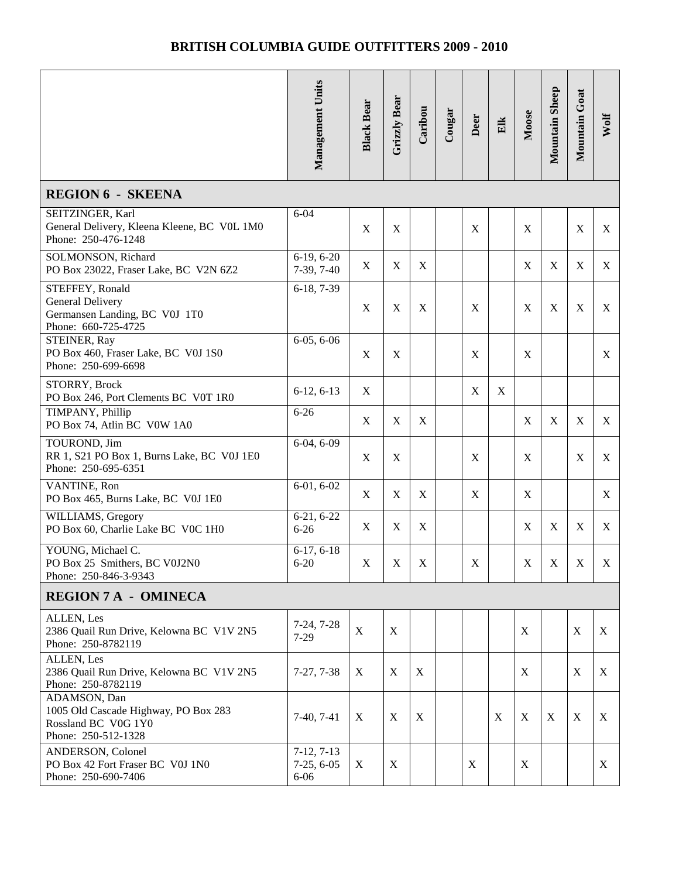## BRITISH COLUMBIA GUIDE OUTFITTERS 2009 - 2010

| | Management Units | Black Bear | Grizzly Bear | Caribou | Cougar | Deer | Elk | Moose | Mountain Sheep | Mountain Goat | Wolf |
|---|---|---|---|---|---|---|---|---|---|---|---|
| **REGION 6 - SKEENA** | | | | | | | | | | | |
| SEITZINGER, Karl<br>General Delivery, Kleena Kleene, BC V0L 1M0<br>Phone: 250-476-1248 | 6-04 | X | X | | | X | | X | | X | X |
| SOLMONSON, Richard<br>PO Box 23022, Fraser Lake, BC V2N 6Z2 | 6-19, 6-20<br>7-39, 7-40 | X | X | X | | | | X | X | X | X |
| STEFFEY, Ronald<br>General Delivery<br>Germansen Landing, BC V0J 1T0<br>Phone: 660-725-4725 | 6-18, 7-39 | X | X | X | | X | | X | X | X | X |
| STEINER, Ray<br>PO Box 460, Fraser Lake, BC V0J 1S0<br>Phone: 250-699-6698 | 6-05, 6-06 | X | X | | | X | | X | | | X |
| STORRY, Brock<br>PO Box 246, Port Clements BC V0T 1R0 | 6-12, 6-13 | X | | | | X | X | | | | |
| TIMPANY, Phillip<br>PO Box 74, Atlin BC V0W 1A0 | 6-26 | X | X | X | | | | X | X | X | X |
| TOUROND, Jim<br>RR 1, S21 PO Box 1, Burns Lake, BC V0J 1E0<br>Phone: 250-695-6351 | 6-04, 6-09 | X | X | | | X | | X | | X | X |
| VANTINE, Ron<br>PO Box 465, Burns Lake, BC V0J 1E0 | 6-01, 6-02 | X | X | X | | X | | X | | | X |
| WILLIAMS, Gregory<br>PO Box 60, Charlie Lake BC V0C 1H0 | 6-21, 6-22<br>6-26 | X | X | X | | | | X | X | X | X |
| YOUNG, Michael C.<br>PO Box 25 Smithers, BC V0J2N0<br>Phone: 250-846-3-9343 | 6-17, 6-18<br>6-20 | X | X | X | | X | | X | X | X | X |
| **REGION 7 A - OMINECA** | | | | | | | | | | | |
| ALLEN, Les<br>2386 Quail Run Drive, Kelowna BC V1V 2N5<br>Phone: 250-8782119 | 7-24, 7-28<br>7-29 | X | X | | | | | X | | X | X |
| ALLEN, Les<br>2386 Quail Run Drive, Kelowna BC V1V 2N5<br>Phone: 250-8782119 | 7-27, 7-38 | X | X | X | | | | X | | X | X |
| ADAMSON, Dan<br>1005 Old Cascade Highway, PO Box 283<br>Rossland BC V0G 1Y0<br>Phone: 250-512-1328 | 7-40, 7-41 | X | X | X | | | X | X | X | X | X |
| ANDERSON, Colonel<br>PO Box 42 Fort Fraser BC V0J 1N0<br>Phone: 250-690-7406 | 7-12, 7-13<br>7-25, 6-05<br>6-06 | X | X | | | X | | X | | | X |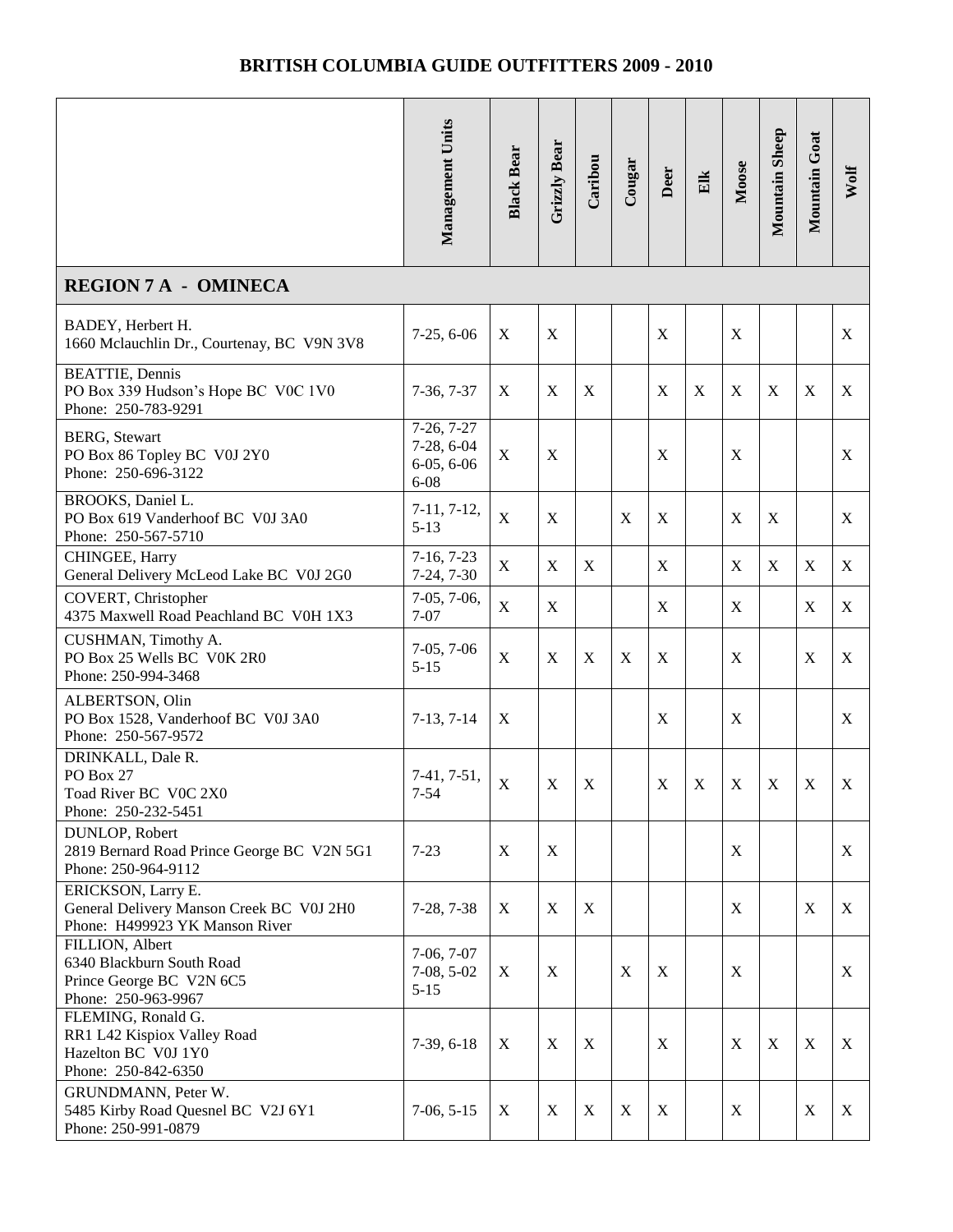## BRITISH COLUMBIA GUIDE OUTFITTERS 2009 - 2010

| | Management Units | Black Bear | Grizzly Bear | Caribou | Cougar | Deer | Elk | Moose | Mountain Sheep | Mountain Goat | Wolf |
|---|---|---|---|---|---|---|---|---|---|---|---|
| **REGION 7 A - OMINECA** | | | | | | | | | | | |
| BADEY, Herbert H.<br>1660 Mclauchlin Dr., Courtenay, BC V9N 3V8 | 7-25, 6-06 | X | X | | | X | | X | | | X |
| BEATTIE, Dennis<br>PO Box 339 Hudson's Hope BC V0C 1V0<br>Phone: 250-783-9291 | 7-36, 7-37 | X | X | X | | X | X | X | X | X | X |
| BERG, Stewart<br>PO Box 86 Topley BC V0J 2Y0<br>Phone: 250-696-3122 | 7-26, 7-27<br>7-28, 6-04<br>6-05, 6-06<br>6-08 | X | X | | | X | | X | | | X |
| BROOKS, Daniel L.<br>PO Box 619 Vanderhoof BC V0J 3A0<br>Phone: 250-567-5710 | 7-11, 7-12,<br>5-13 | X | X | | X | X | | X | X | | X |
| CHINGEE, Harry<br>General Delivery McLeod Lake BC V0J 2G0 | 7-16, 7-23<br>7-24, 7-30 | X | X | X | | X | | X | X | X | X |
| COVERT, Christopher<br>4375 Maxwell Road Peachland BC V0H 1X3 | 7-05, 7-06,<br>7-07 | X | X | | | X | | X | | X | X |
| CUSHMAN, Timothy A.<br>PO Box 25 Wells BC V0K 2R0<br>Phone: 250-994-3468 | 7-05, 7-06<br>5-15 | X | X | X | X | X | | X | | X | X |
| ALBERTSON, Olin<br>PO Box 1528, Vanderhoof BC V0J 3A0<br>Phone: 250-567-9572 | 7-13, 7-14 | X | | | | X | | X | | | X |
| DRINKALL, Dale R.<br>PO Box 27<br>Toad River BC V0C 2X0<br>Phone: 250-232-5451 | 7-41, 7-51,<br>7-54 | X | X | X | | X | X | X | X | X | X |
| DUNLOP, Robert<br>2819 Bernard Road Prince George BC V2N 5G1<br>Phone: 250-964-9112 | 7-23 | X | X | | | | | X | | | X |
| ERICKSON, Larry E.<br>General Delivery Manson Creek BC V0J 2H0<br>Phone: H499923 YK Manson River | 7-28, 7-38 | X | X | X | | | | X | | X | X |
| FILLION, Albert<br>6340 Blackburn South Road<br>Prince George BC V2N 6C5<br>Phone: 250-963-9967 | 7-06, 7-07<br>7-08, 5-02<br>5-15 | X | X | | X | X | | X | | | X |
| FLEMING, Ronald G.<br>RR1 L42 Kispiox Valley Road<br>Hazelton BC V0J 1Y0<br>Phone: 250-842-6350 | 7-39, 6-18 | X | X | X | | X | | X | X | X | X |
| GRUNDMANN, Peter W.<br>5485 Kirby Road Quesnel BC V2J 6Y1<br>Phone: 250-991-0879 | 7-06, 5-15 | X | X | X | X | X | | X | | X | X |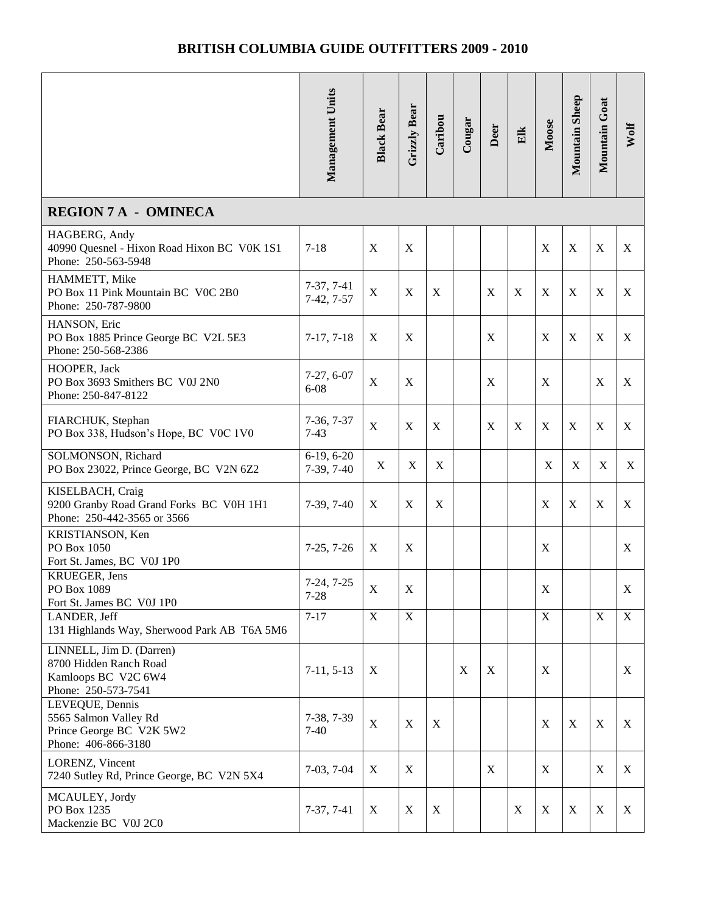# BRITISH COLUMBIA GUIDE OUTFITTERS 2009 - 2010

| | Management Units | Black Bear | Grizzly Bear | Caribou | Cougar | Deer | Elk | Moose | Mountain Sheep | Mountain Goat | Wolf |
|---|---|---|---|---|---|---|---|---|---|---|---|
| **REGION 7 A - OMINECA** | | | | | | | | | | | |
| HAGBERG, Andy<br>40990 Quesnel - Hixon Road Hixon BC V0K 1S1<br>Phone: 250-563-5948 | 7-18 | X | X | | | | | X | X | X | X |
| HAMMETT, Mike<br>PO Box 11 Pink Mountain BC V0C 2B0<br>Phone: 250-787-9800 | 7-37, 7-41<br>7-42, 7-57 | X | X | X | | X | X | X | X | X | X |
| HANSON, Eric<br>PO Box 1885 Prince George BC V2L 5E3<br>Phone: 250-568-2386 | 7-17, 7-18 | X | X | | | X | | X | X | X | X |
| HOOPER, Jack<br>PO Box 3693 Smithers BC V0J 2N0<br>Phone: 250-847-8122 | 7-27, 6-07<br>6-08 | X | X | | | X | | X | | X | X |
| FIARCHUK, Stephan<br>PO Box 338, Hudson's Hope, BC V0C 1V0 | 7-36, 7-37<br>7-43 | X | X | X | | X | X | X | X | X | X |
| SOLMONSON, Richard<br>PO Box 23022, Prince George, BC V2N 6Z2 | 6-19, 6-20<br>7-39, 7-40 | X | X | X | | | | X | X | X | X |
| KISELBACH, Craig<br>9200 Granby Road Grand Forks BC V0H 1H1<br>Phone: 250-442-3565 or 3566 | 7-39, 7-40 | X | X | X | | | | X | X | X | X |
| KRISTIANSON, Ken<br>PO Box 1050<br>Fort St. James, BC V0J 1P0 | 7-25, 7-26 | X | X | | | | | X | | | X |
| KRUEGER, Jens<br>PO Box 1089<br>Fort St. James BC V0J 1P0 | 7-24, 7-25<br>7-28 | X | X | | | | | X | | | X |
| LANDER, Jeff<br>131 Highlands Way, Sherwood Park AB T6A 5M6 | 7-17 | X | X | | | | | X | | X | X |
| LINNELL, Jim D. (Darren)<br>8700 Hidden Ranch Road<br>Kamloops BC V2C 6W4<br>Phone: 250-573-7541 | 7-11, 5-13 | X | | | X | X | | X | | | X |
| LEVEQUE, Dennis<br>5565 Salmon Valley Rd<br>Prince George BC V2K 5W2<br>Phone: 406-866-3180 | 7-38, 7-39<br>7-40 | X | X | X | | | | X | X | X | X |
| LORENZ, Vincent<br>7240 Sutley Rd, Prince George, BC V2N 5X4 | 7-03, 7-04 | X | X | | | X | | X | | X | X |
| MCAULEY, Jordy<br>PO Box 1235<br>Mackenzie BC V0J 2C0 | 7-37, 7-41 | X | X | X | | | X | X | X | X | X |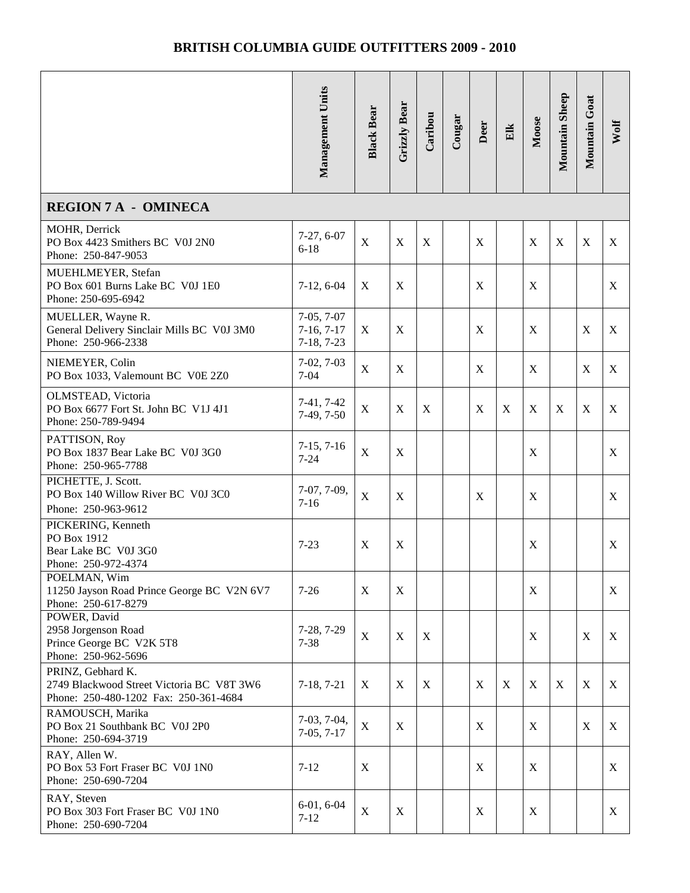# BRITISH COLUMBIA GUIDE OUTFITTERS 2009 - 2010

| | Management Units | Black Bear | Grizzly Bear | Caribou | Cougar | Deer | Elk | Moose | Mountain Sheep | Mountain Goat | Wolf |
|---|---|---|---|---|---|---|---|---|---|---|---|
| **REGION 7 A - OMINECA** | | | | | | | | | | | |
| MOHR, Derrick<br>PO Box 4423 Smithers BC V0J 2N0<br>Phone: 250-847-9053 | 7-27, 6-07<br>6-18 | X | X | X | | X | | X | X | X | X |
| MUEHLMEYER, Stefan<br>PO Box 601 Burns Lake BC V0J 1E0<br>Phone: 250-695-6942 | 7-12, 6-04 | X | X | | | X | | X | | | X |
| MUELLER, Wayne R.<br>General Delivery Sinclair Mills BC V0J 3M0<br>Phone: 250-966-2338 | 7-05, 7-07<br>7-16, 7-17<br>7-18, 7-23 | X | X | | | X | | X | | X | X |
| NIEMEYER, Colin<br>PO Box 1033, Valemount BC V0E 2Z0 | 7-02, 7-03<br>7-04 | X | X | | | X | | X | | X | X |
| OLMSTEAD, Victoria<br>PO Box 6677 Fort St. John BC V1J 4J1<br>Phone: 250-789-9494 | 7-41, 7-42<br>7-49, 7-50 | X | X | X | | X | X | X | X | X | X |
| PATTISON, Roy<br>PO Box 1837 Bear Lake BC V0J 3G0<br>Phone: 250-965-7788 | 7-15, 7-16<br>7-24 | X | X | | | | | X | | | X |
| PICHETTE, J. Scott.<br>PO Box 140 Willow River BC V0J 3C0<br>Phone: 250-963-9612 | 7-07, 7-09,<br>7-16 | X | X | | | X | | X | | | X |
| PICKERING, Kenneth<br>PO Box 1912<br>Bear Lake BC V0J 3G0<br>Phone: 250-972-4374 | 7-23 | X | X | | | | | X | | | X |
| POELMAN, Wim<br>11250 Jayson Road Prince George BC V2N 6V7<br>Phone: 250-617-8279 | 7-26 | X | X | | | | | X | | | X |
| POWER, David<br>2958 Jorgenson Road<br>Prince George BC V2K 5T8<br>Phone: 250-962-5696 | 7-28, 7-29<br>7-38 | X | X | X | | | | X | | X | X |
| PRINZ, Gebhard K.<br>2749 Blackwood Street Victoria BC V8T 3W6<br>Phone: 250-480-1202 Fax: 250-361-4684 | 7-18, 7-21 | X | X | X | | X | X | X | X | X | X |
| RAMOUSCH, Marika<br>PO Box 21 Southbank BC V0J 2P0<br>Phone: 250-694-3719 | 7-03, 7-04,<br>7-05, 7-17 | X | X | | | X | | X | | X | X |
| RAY, Allen W.<br>PO Box 53 Fort Fraser BC V0J 1N0<br>Phone: 250-690-7204 | 7-12 | X | | | | X | | X | | | X |
| RAY, Steven<br>PO Box 303 Fort Fraser BC V0J 1N0<br>Phone: 250-690-7204 | 6-01, 6-04<br>7-12 | X | X | | | X | | X | | | X |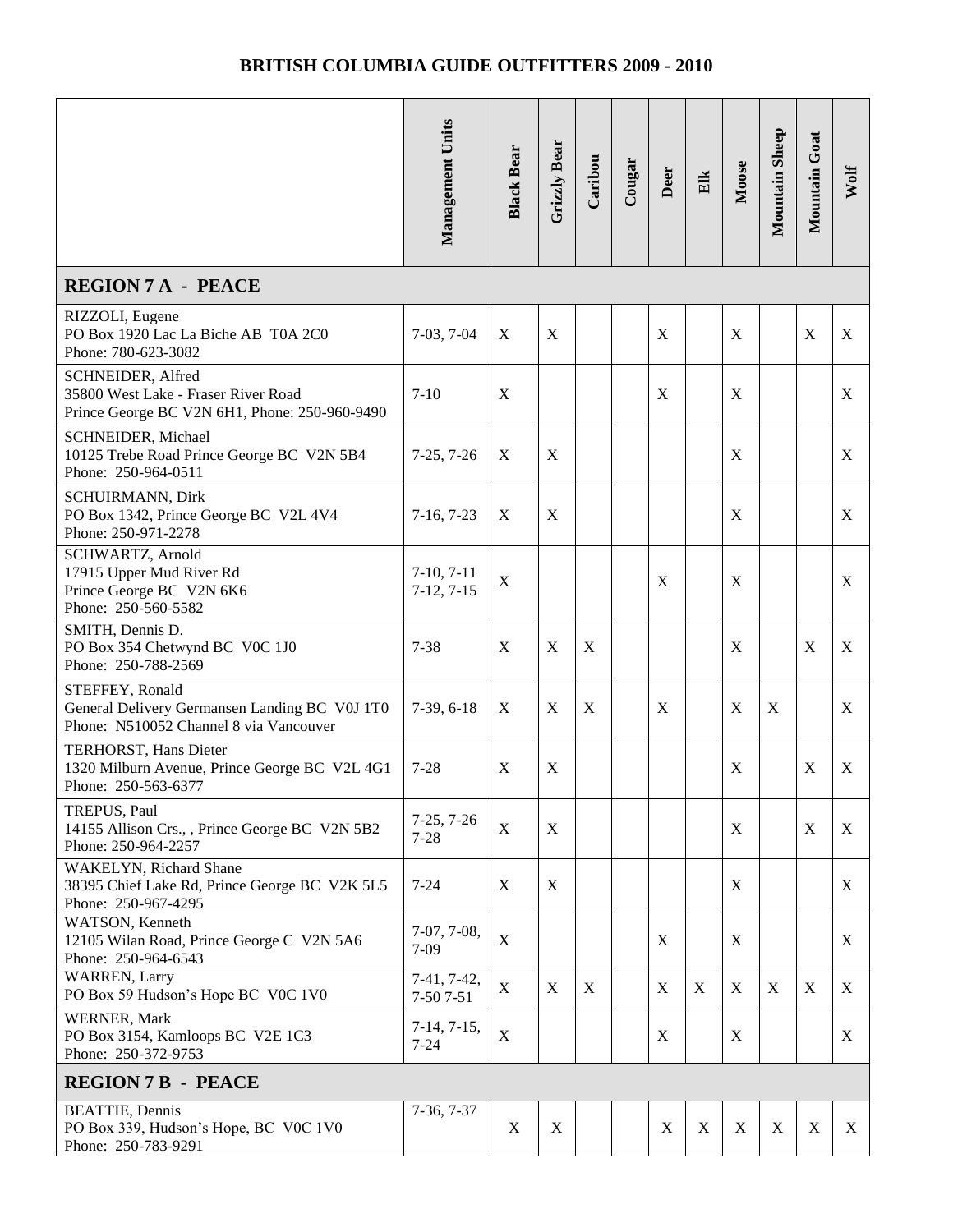## BRITISH COLUMBIA GUIDE OUTFITTERS 2009 - 2010

| | Management Units | Black Bear | Grizzly Bear | Caribou | Cougar | Deer | Elk | Moose | Mountain Sheep | Mountain Goat | Wolf |
|---|---|---|---|---|---|---|---|---|---|---|---|
| **REGION 7 A - PEACE** | | | | | | | | | | | |
| RIZZOLI, Eugene<br>PO Box 1920 Lac La Biche AB T0A 2C0<br>Phone: 780-623-3082 | 7-03, 7-04 | X | X | | | X | | X | | X | X |
| SCHNEIDER, Alfred<br>35800 West Lake - Fraser River Road<br>Prince George BC V2N 6H1, Phone: 250-960-9490 | 7-10 | X | | | | X | | X | | | X |
| SCHNEIDER, Michael<br>10125 Trebe Road Prince George BC V2N 5B4<br>Phone: 250-964-0511 | 7-25, 7-26 | X | X | | | | | X | | | X |
| SCHUIRMANN, Dirk<br>PO Box 1342, Prince George BC V2L 4V4<br>Phone: 250-971-2278 | 7-16, 7-23 | X | X | | | | | X | | | X |
| SCHWARTZ, Arnold<br>17915 Upper Mud River Rd<br>Prince George BC V2N 6K6<br>Phone: 250-560-5582 | 7-10, 7-11<br>7-12, 7-15 | X | | | | X | | X | | | X |
| SMITH, Dennis D.<br>PO Box 354 Chetwynd BC V0C 1J0<br>Phone: 250-788-2569 | 7-38 | X | X | X | | | | X | | X | X |
| STEFFEY, Ronald<br>General Delivery Germansen Landing BC V0J 1T0<br>Phone: N510052 Channel 8 via Vancouver | 7-39, 6-18 | X | X | X | | X | | X | X | | X |
| TERHORST, Hans Dieter<br>1320 Milburn Avenue, Prince George BC V2L 4G1<br>Phone: 250-563-6377 | 7-28 | X | X | | | | | X | | X | X |
| TREPUS, Paul<br>14155 Allison Crs., , Prince George BC V2N 5B2<br>Phone: 250-964-2257 | 7-25, 7-26<br>7-28 | X | X | | | | | X | | X | X |
| WAKELYN, Richard Shane<br>38395 Chief Lake Rd, Prince George BC V2K 5L5<br>Phone: 250-967-4295 | 7-24 | X | X | | | | | X | | | X |
| WATSON, Kenneth<br>12105 Wilan Road, Prince George C V2N 5A6<br>Phone: 250-964-6543 | 7-07, 7-08,<br>7-09 | X | | | | X | | X | | | X |
| WARREN, Larry<br>PO Box 59 Hudson's Hope BC V0C 1V0 | 7-41, 7-42,<br>7-50 7-51 | X | X | X | | X | X | X | X | X | X |
| WERNER, Mark<br>PO Box 3154, Kamloops BC V2E 1C3<br>Phone: 250-372-9753 | 7-14, 7-15,<br>7-24 | X | | | | X | | X | | | X |
| **REGION 7 B - PEACE** | | | | | | | | | | | |
| BEATTIE, Dennis<br>PO Box 339, Hudson's Hope, BC V0C 1V0<br>Phone: 250-783-9291 | 7-36, 7-37 | X | X | | | X | X | X | X | X | X |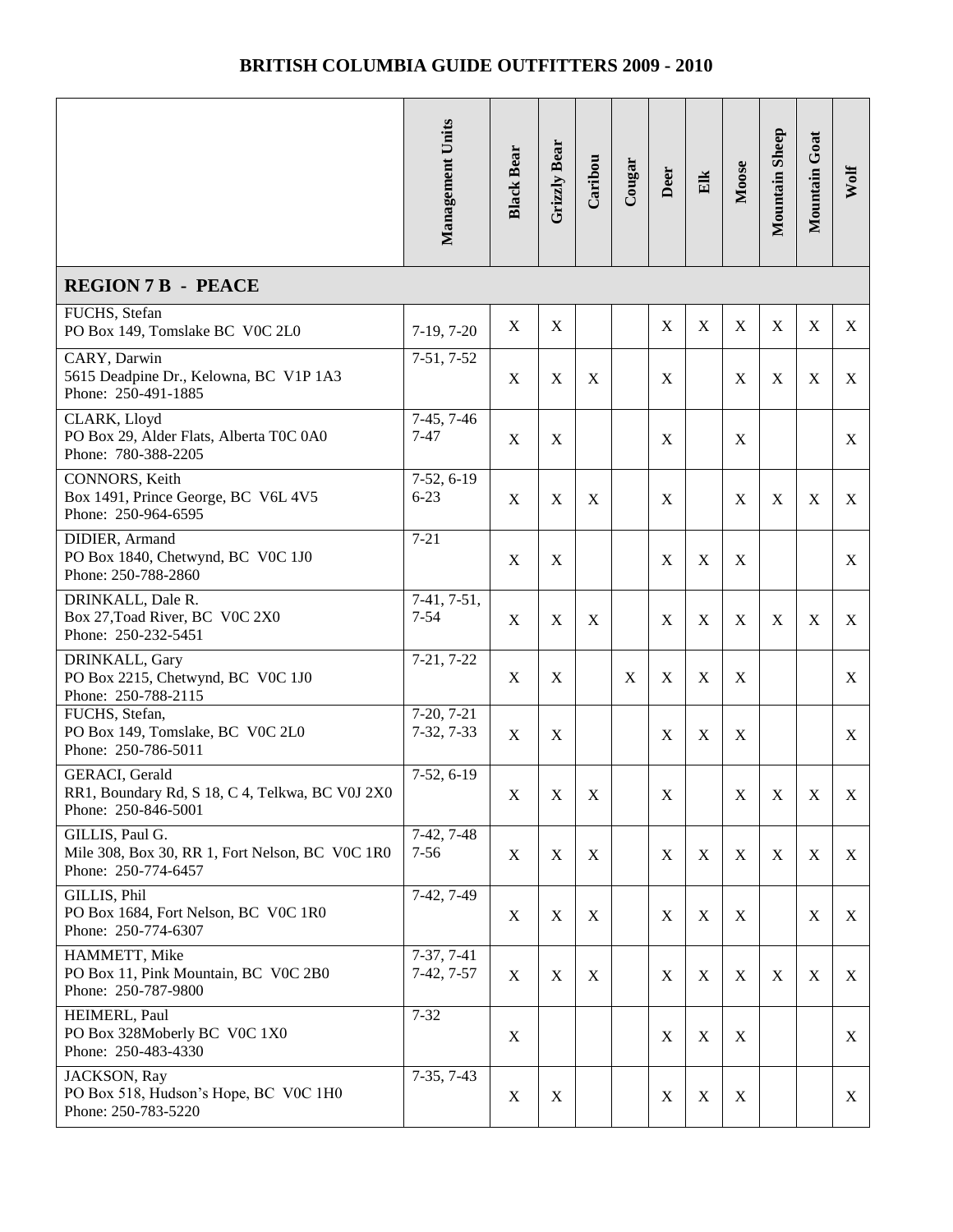# BRITISH COLUMBIA GUIDE OUTFITTERS 2009 - 2010

| | Management Units | Black Bear | Grizzly Bear | Caribou | Cougar | Deer | Elk | Moose | Mountain Sheep | Mountain Goat | Wolf |
|---|---|---|---|---|---|---|---|---|---|---|---|
| **REGION 7 B - PEACE** | | | | | | | | | | | |
| FUCHS, Stefan<br>PO Box 149, Tomslake BC V0C 2L0 | 7-19, 7-20 | X | X | | | X | X | X | X | X | X |
| CARY, Darwin<br>5615 Deadpine Dr., Kelowna, BC V1P 1A3<br>Phone: 250-491-1885 | 7-51, 7-52 | X | X | X | | X | | X | X | X | X |
| CLARK, Lloyd<br>PO Box 29, Alder Flats, Alberta T0C 0A0<br>Phone: 780-388-2205 | 7-45, 7-46<br>7-47 | X | X | | | X | | X | | | X |
| CONNORS, Keith<br>Box 1491, Prince George, BC V6L 4V5<br>Phone: 250-964-6595 | 7-52, 6-19<br>6-23 | X | X | X | | X | | X | X | X | X |
| DIDIER, Armand<br>PO Box 1840, Chetwynd, BC V0C 1J0<br>Phone: 250-788-2860 | 7-21 | X | X | | | X | X | X | | | X |
| DRINKALL, Dale R.<br>Box 27,Toad River, BC V0C 2X0<br>Phone: 250-232-5451 | 7-41, 7-51,<br>7-54 | X | X | X | | X | X | X | X | X | X |
| DRINKALL, Gary<br>PO Box 2215, Chetwynd, BC V0C 1J0<br>Phone: 250-788-2115 | 7-21, 7-22 | X | X | | X | X | X | X | | | X |
| FUCHS, Stefan,<br>PO Box 149, Tomslake, BC V0C 2L0<br>Phone: 250-786-5011 | 7-20, 7-21<br>7-32, 7-33 | X | X | | | X | X | X | | | X |
| GERACI, Gerald<br>RR1, Boundary Rd, S 18, C 4, Telkwa, BC V0J 2X0<br>Phone: 250-846-5001 | 7-52, 6-19 | X | X | X | | X | | X | X | X | X |
| GILLIS, Paul G.<br>Mile 308, Box 30, RR 1, Fort Nelson, BC V0C 1R0<br>Phone: 250-774-6457 | 7-42, 7-48<br>7-56 | X | X | X | | X | X | X | X | X | X |
| GILLIS, Phil<br>PO Box 1684, Fort Nelson, BC V0C 1R0<br>Phone: 250-774-6307 | 7-42, 7-49 | X | X | X | | X | X | X | | X | X |
| HAMMETT, Mike<br>PO Box 11, Pink Mountain, BC V0C 2B0<br>Phone: 250-787-9800 | 7-37, 7-41<br>7-42, 7-57 | X | X | X | | X | X | X | X | X | X |
| HEIMERL, Paul<br>PO Box 328Moberly BC V0C 1X0<br>Phone: 250-483-4330 | 7-32 | X | | | | X | X | X | | | X |
| JACKSON, Ray<br>PO Box 518, Hudson's Hope, BC V0C 1H0<br>Phone: 250-783-5220 | 7-35, 7-43 | X | X | | | X | X | X | | | X |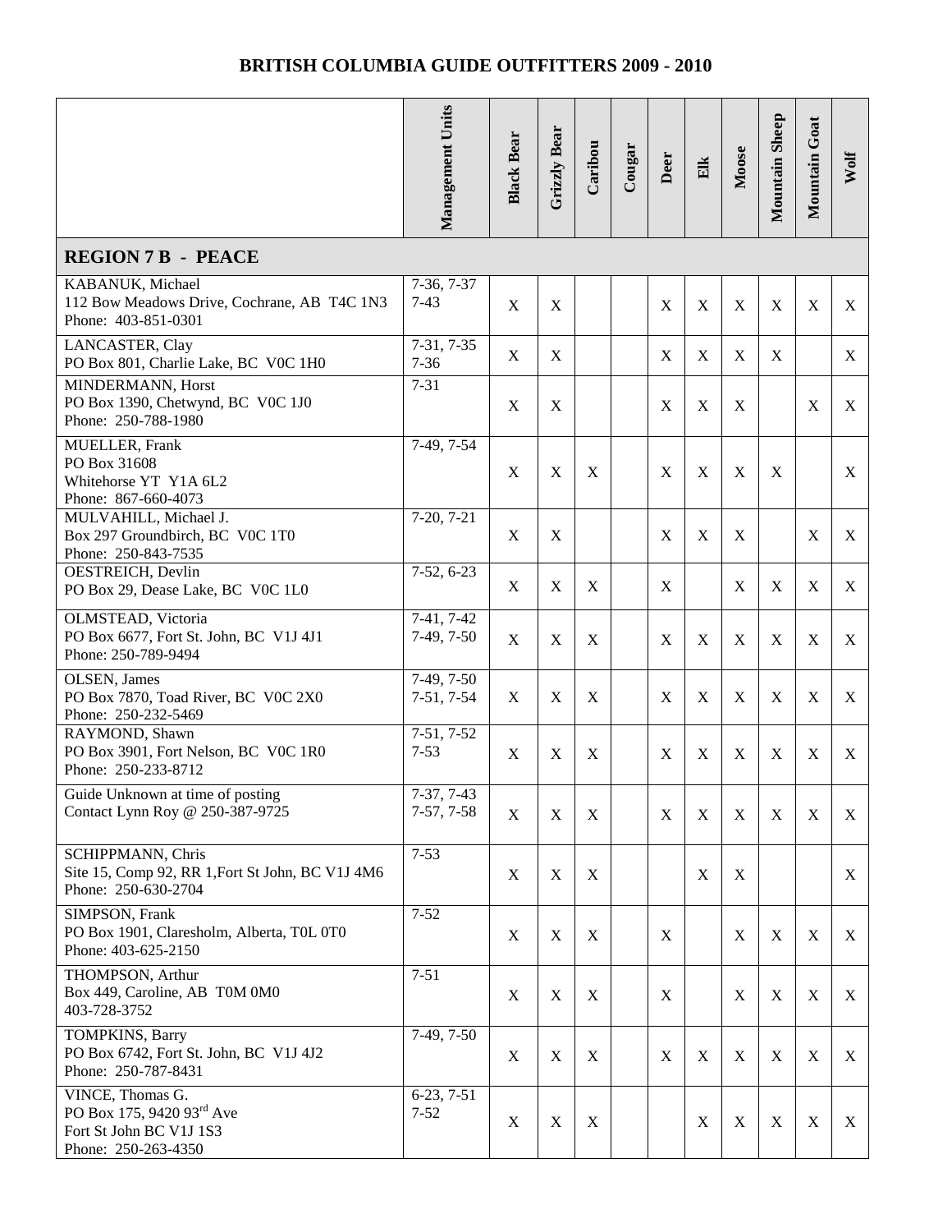# BRITISH COLUMBIA GUIDE OUTFITTERS 2009 - 2010

| | Management Units | Black Bear | Grizzly Bear | Caribou | Cougar | Deer | Elk | Moose | Mountain Sheep | Mountain Goat | Wolf |
|---|---|---|---|---|---|---|---|---|---|---|---|
| **REGION 7 B - PEACE** | | | | | | | | | | | |
| KABANUK, Michael<br>112 Bow Meadows Drive, Cochrane, AB T4C 1N3<br>Phone: 403-851-0301 | 7-36, 7-37<br>7-43 | X | X | | | X | X | X | X | X | X |
| LANCASTER, Clay<br>PO Box 801, Charlie Lake, BC V0C 1H0 | 7-31, 7-35<br>7-36 | X | X | | | X | X | X | X | | X |
| MINDERMANN, Horst<br>PO Box 1390, Chetwynd, BC V0C 1J0<br>Phone: 250-788-1980 | 7-31 | X | X | | | X | X | X | | X | X |
| MUELLER, Frank<br>PO Box 31608<br>Whitehorse YT Y1A 6L2<br>Phone: 867-660-4073 | 7-49, 7-54 | X | X | X | | X | X | X | X | | X |
| MULVAHILL, Michael J.<br>Box 297 Groundbirch, BC V0C 1T0<br>Phone: 250-843-7535 | 7-20, 7-21 | X | X | | | X | X | X | | X | X |
| OESTREICH, Devlin<br>PO Box 29, Dease Lake, BC V0C 1L0 | 7-52, 6-23 | X | X | X | | X | | X | X | X | X |
| OLMSTEAD, Victoria<br>PO Box 6677, Fort St. John, BC V1J 4J1<br>Phone: 250-789-9494 | 7-41, 7-42<br>7-49, 7-50 | X | X | X | | X | X | X | X | X | X |
| OLSEN, James<br>PO Box 7870, Toad River, BC V0C 2X0<br>Phone: 250-232-5469 | 7-49, 7-50<br>7-51, 7-54 | X | X | X | | X | X | X | X | X | X |
| RAYMOND, Shawn<br>PO Box 3901, Fort Nelson, BC V0C 1R0<br>Phone: 250-233-8712 | 7-51, 7-52<br>7-53 | X | X | X | | X | X | X | X | X | X |
| Guide Unknown at time of posting<br>Contact Lynn Roy @ 250-387-9725 | 7-37, 7-43<br>7-57, 7-58 | X | X | X | | X | X | X | X | X | X |
| SCHIPPMANN, Chris<br>Site 15, Comp 92, RR 1,Fort St John, BC V1J 4M6<br>Phone: 250-630-2704 | 7-53 | X | X | X | | | X | X | | | X |
| SIMPSON, Frank<br>PO Box 1901, Claresholm, Alberta, T0L 0T0<br>Phone: 403-625-2150 | 7-52 | X | X | X | | X | | X | X | X | X |
| THOMPSON, Arthur<br>Box 449, Caroline, AB T0M 0M0<br>403-728-3752 | 7-51 | X | X | X | | X | | X | X | X | X |
| TOMPKINS, Barry<br>PO Box 6742, Fort St. John, BC V1J 4J2<br>Phone: 250-787-8431 | 7-49, 7-50 | X | X | X | | X | X | X | X | X | X |
| VINCE, Thomas G.<br>PO Box 175, 9420 93rd Ave<br>Fort St John BC V1J 1S3<br>Phone: 250-263-4350 | 6-23, 7-51<br>7-52 | X | X | X | | | X | X | X | X | X |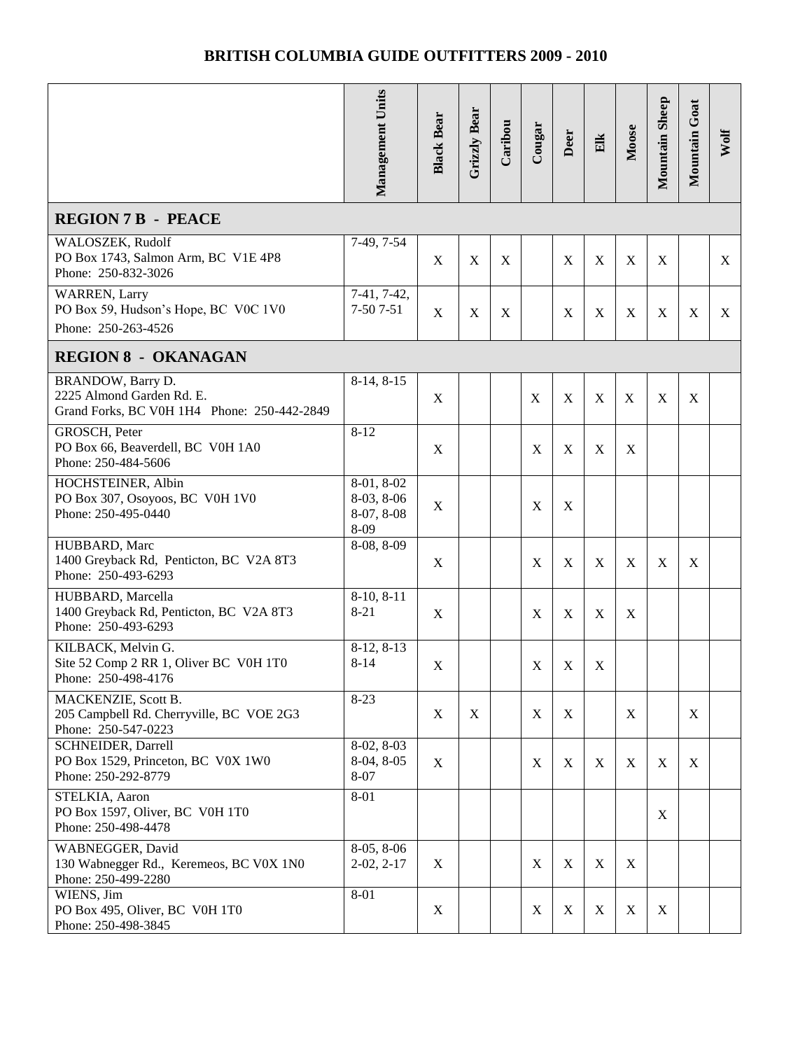# BRITISH COLUMBIA GUIDE OUTFITTERS 2009 - 2010

| | Management Units | Black Bear | Grizzly Bear | Caribou | Cougar | Deer | Elk | Moose | Mountain Sheep | Mountain Goat | Wolf |
|---|---|---|---|---|---|---|---|---|---|---|---|
| **REGION 7 B - PEACE** | | | | | | | | | | | |
| WALOSZEK, Rudolf<br>PO Box 1743, Salmon Arm, BC V1E 4P8<br>Phone: 250-832-3026 | 7-49, 7-54 | X | X | X | | X | X | X | X | | X |
| WARREN, Larry<br>PO Box 59, Hudson's Hope, BC V0C 1V0<br>Phone: 250-263-4526 | 7-41, 7-42, 7-50 7-51 | X | X | X | | X | X | X | X | X | X |
| **REGION 8 - OKANAGAN** | | | | | | | | | | | |
| BRANDOW, Barry D.<br>2225 Almond Garden Rd. E.<br>Grand Forks, BC V0H 1H4 Phone: 250-442-2849 | 8-14, 8-15 | X | | | X | X | X | X | X | X | |
| GROSCH, Peter<br>PO Box 66, Beaverdell, BC V0H 1A0<br>Phone: 250-484-5606 | 8-12 | X | | | X | X | X | X | | | |
| HOCHSTEINER, Albin<br>PO Box 307, Osoyoos, BC V0H 1V0<br>Phone: 250-495-0440 | 8-01, 8-02 8-03, 8-06 8-07, 8-08 8-09 | X | | | X | X | | | | | |
| HUBBARD, Marc<br>1400 Greyback Rd, Penticton, BC V2A 8T3<br>Phone: 250-493-6293 | 8-08, 8-09 | X | | | X | X | X | X | X | X | |
| HUBBARD, Marcella<br>1400 Greyback Rd, Penticton, BC V2A 8T3<br>Phone: 250-493-6293 | 8-10, 8-11 8-21 | X | | | X | X | X | X | | | |
| KILBACK, Melvin G.<br>Site 52 Comp 2 RR 1, Oliver BC V0H 1T0<br>Phone: 250-498-4176 | 8-12, 8-13 8-14 | X | | | X | X | X | | | | |
| MACKENZIE, Scott B.<br>205 Campbell Rd. Cherryville, BC VOE 2G3<br>Phone: 250-547-0223 | 8-23 | X | X | | X | X | | X | | X | |
| SCHNEIDER, Darrell<br>PO Box 1529, Princeton, BC V0X 1W0<br>Phone: 250-292-8779 | 8-02, 8-03 8-04, 8-05 8-07 | X | | | X | X | X | X | X | X | |
| STELKIA, Aaron<br>PO Box 1597, Oliver, BC V0H 1T0<br>Phone: 250-498-4478 | 8-01 | | | | | | | | X | | |
| WABNEGGER, David<br>130 Wabnegger Rd., Keremeos, BC V0X 1N0<br>Phone: 250-499-2280 | 8-05, 8-06 2-02, 2-17 | X | | | X | X | X | X | | | |
| WIENS, Jim<br>PO Box 495, Oliver, BC V0H 1T0<br>Phone: 250-498-3845 | 8-01 | X | | | X | X | X | X | X | | |